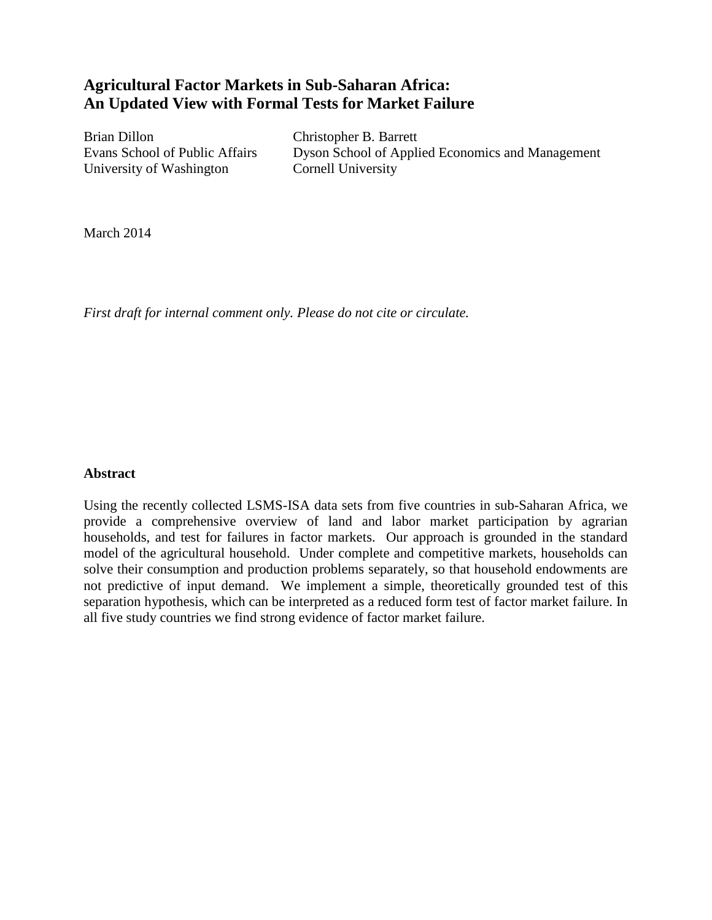# Agricultural Factor Markets in Sub-Saharan Africa: An Updated View with Formal Tests for Market Failure

Brian Dillon
Evans School of Public Affairs
University of Washington

Christopher B. Barrett
Dyson School of Applied Economics and Management
Cornell University

March 2014

*First draft for internal comment only. Please do not cite or circulate.*

## Abstract

Using the recently collected LSMS-ISA data sets from five countries in sub-Saharan Africa, we provide a comprehensive overview of land and labor market participation by agrarian households, and test for failures in factor markets. Our approach is grounded in the standard model of the agricultural household. Under complete and competitive markets, households can solve their consumption and production problems separately, so that household endowments are not predictive of input demand. We implement a simple, theoretically grounded test of this separation hypothesis, which can be interpreted as a reduced form test of factor market failure. In all five study countries we find strong evidence of factor market failure.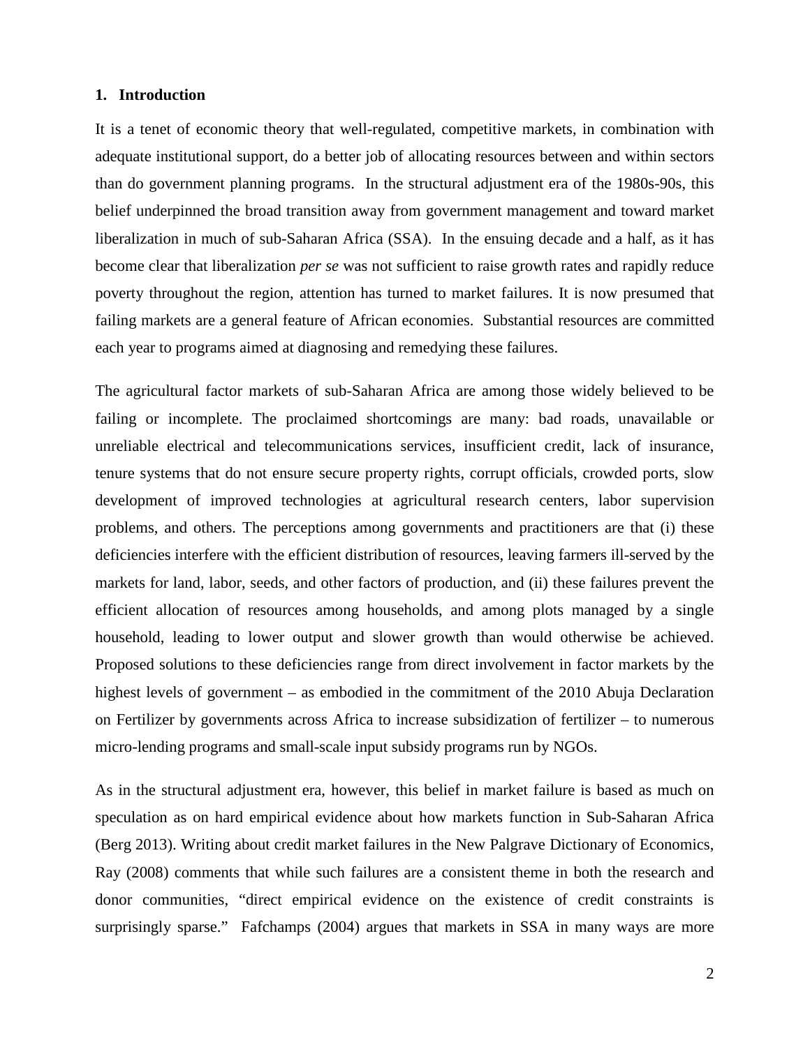## 1. Introduction

It is a tenet of economic theory that well-regulated, competitive markets, in combination with adequate institutional support, do a better job of allocating resources between and within sectors than do government planning programs. In the structural adjustment era of the 1980s-90s, this belief underpinned the broad transition away from government management and toward market liberalization in much of sub-Saharan Africa (SSA). In the ensuing decade and a half, as it has become clear that liberalization *per se* was not sufficient to raise growth rates and rapidly reduce poverty throughout the region, attention has turned to market failures. It is now presumed that failing markets are a general feature of African economies. Substantial resources are committed each year to programs aimed at diagnosing and remedying these failures.

The agricultural factor markets of sub-Saharan Africa are among those widely believed to be failing or incomplete. The proclaimed shortcomings are many: bad roads, unavailable or unreliable electrical and telecommunications services, insufficient credit, lack of insurance, tenure systems that do not ensure secure property rights, corrupt officials, crowded ports, slow development of improved technologies at agricultural research centers, labor supervision problems, and others. The perceptions among governments and practitioners are that (i) these deficiencies interfere with the efficient distribution of resources, leaving farmers ill-served by the markets for land, labor, seeds, and other factors of production, and (ii) these failures prevent the efficient allocation of resources among households, and among plots managed by a single household, leading to lower output and slower growth than would otherwise be achieved. Proposed solutions to these deficiencies range from direct involvement in factor markets by the highest levels of government – as embodied in the commitment of the 2010 Abuja Declaration on Fertilizer by governments across Africa to increase subsidization of fertilizer – to numerous micro-lending programs and small-scale input subsidy programs run by NGOs.

As in the structural adjustment era, however, this belief in market failure is based as much on speculation as on hard empirical evidence about how markets function in Sub-Saharan Africa (Berg 2013). Writing about credit market failures in the New Palgrave Dictionary of Economics, Ray (2008) comments that while such failures are a consistent theme in both the research and donor communities, "direct empirical evidence on the existence of credit constraints is surprisingly sparse." Fafchamps (2004) argues that markets in SSA in many ways are more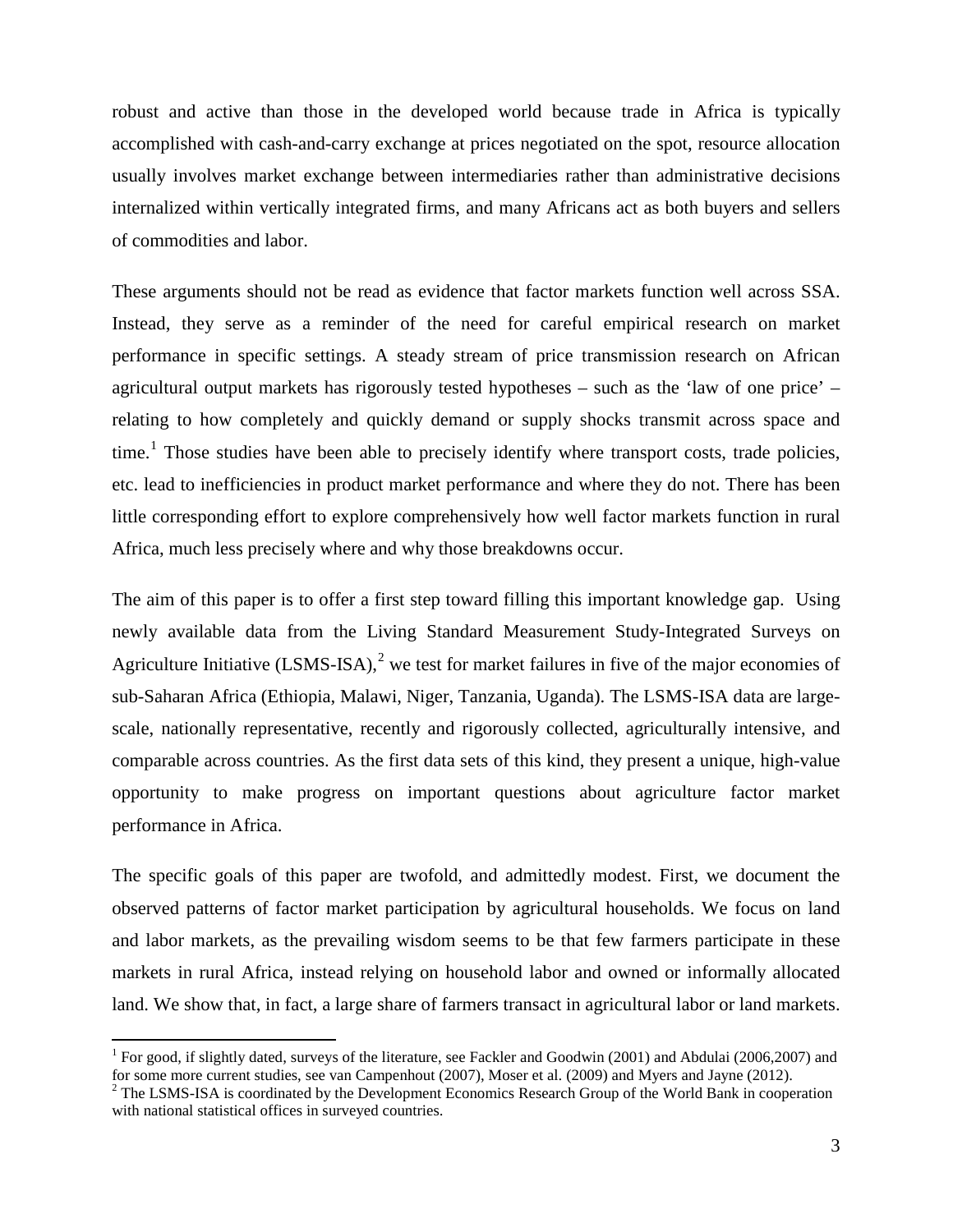robust and active than those in the developed world because trade in Africa is typically accomplished with cash-and-carry exchange at prices negotiated on the spot, resource allocation usually involves market exchange between intermediaries rather than administrative decisions internalized within vertically integrated firms, and many Africans act as both buyers and sellers of commodities and labor.

These arguments should not be read as evidence that factor markets function well across SSA. Instead, they serve as a reminder of the need for careful empirical research on market performance in specific settings. A steady stream of price transmission research on African agricultural output markets has rigorously tested hypotheses – such as the 'law of one price' – relating to how completely and quickly demand or supply shocks transmit across space and time.[1] Those studies have been able to precisely identify where transport costs, trade policies, etc. lead to inefficiencies in product market performance and where they do not. There has been little corresponding effort to explore comprehensively how well factor markets function in rural Africa, much less precisely where and why those breakdowns occur.

The aim of this paper is to offer a first step toward filling this important knowledge gap. Using newly available data from the Living Standard Measurement Study-Integrated Surveys on Agriculture Initiative (LSMS-ISA),[2] we test for market failures in five of the major economies of sub-Saharan Africa (Ethiopia, Malawi, Niger, Tanzania, Uganda). The LSMS-ISA data are large-scale, nationally representative, recently and rigorously collected, agriculturally intensive, and comparable across countries. As the first data sets of this kind, they present a unique, high-value opportunity to make progress on important questions about agriculture factor market performance in Africa.

The specific goals of this paper are twofold, and admittedly modest. First, we document the observed patterns of factor market participation by agricultural households. We focus on land and labor markets, as the prevailing wisdom seems to be that few farmers participate in these markets in rural Africa, instead relying on household labor and owned or informally allocated land. We show that, in fact, a large share of farmers transact in agricultural labor or land markets.

[1] For good, if slightly dated, surveys of the literature, see Fackler and Goodwin (2001) and Abdulai (2006,2007) and for some more current studies, see van Campenhout (2007), Moser et al. (2009) and Myers and Jayne (2012).

[2] The LSMS-ISA is coordinated by the Development Economics Research Group of the World Bank in cooperation with national statistical offices in surveyed countries.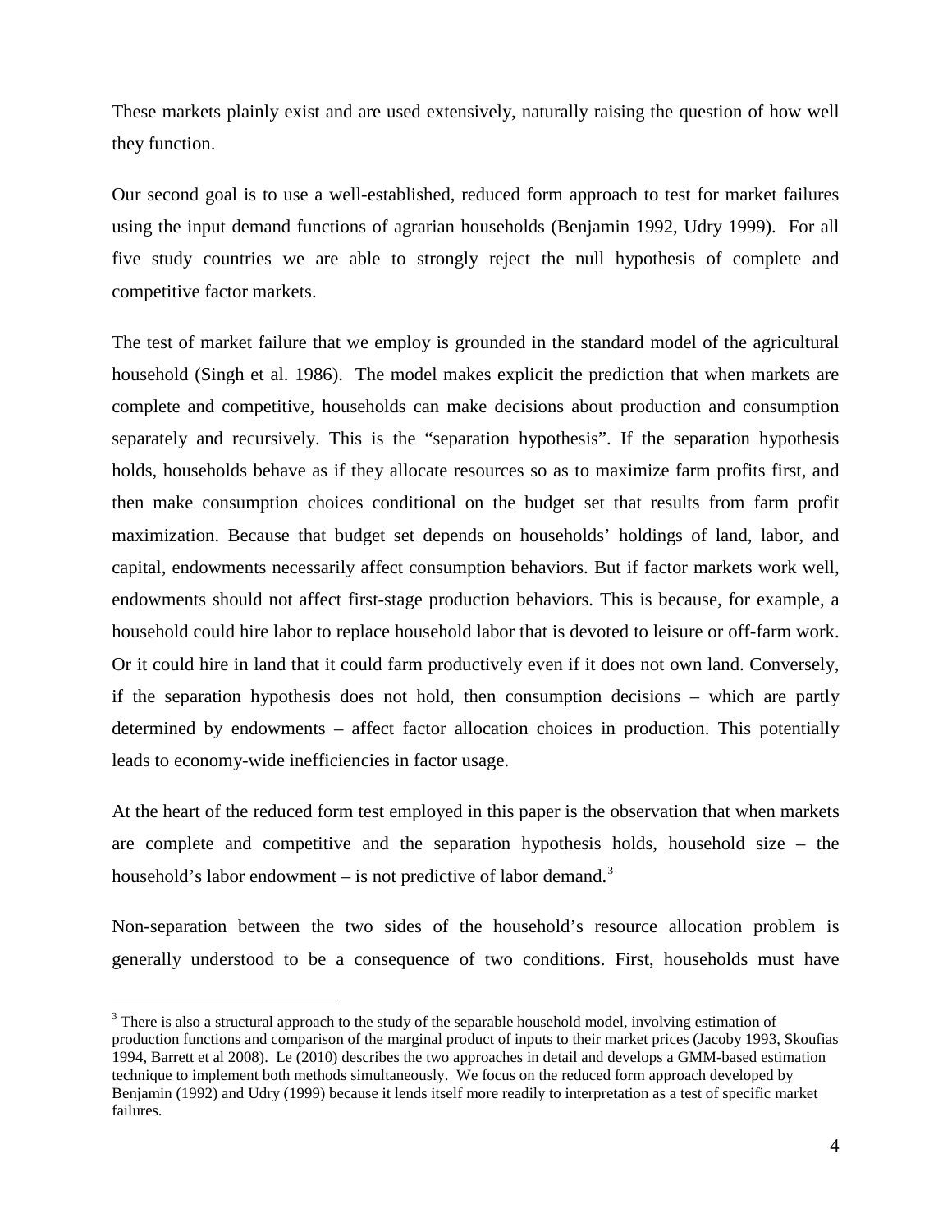These markets plainly exist and are used extensively, naturally raising the question of how well they function.

Our second goal is to use a well-established, reduced form approach to test for market failures using the input demand functions of agrarian households (Benjamin 1992, Udry 1999). For all five study countries we are able to strongly reject the null hypothesis of complete and competitive factor markets.

The test of market failure that we employ is grounded in the standard model of the agricultural household (Singh et al. 1986). The model makes explicit the prediction that when markets are complete and competitive, households can make decisions about production and consumption separately and recursively. This is the "separation hypothesis". If the separation hypothesis holds, households behave as if they allocate resources so as to maximize farm profits first, and then make consumption choices conditional on the budget set that results from farm profit maximization. Because that budget set depends on households' holdings of land, labor, and capital, endowments necessarily affect consumption behaviors. But if factor markets work well, endowments should not affect first-stage production behaviors. This is because, for example, a household could hire labor to replace household labor that is devoted to leisure or off-farm work. Or it could hire in land that it could farm productively even if it does not own land. Conversely, if the separation hypothesis does not hold, then consumption decisions – which are partly determined by endowments – affect factor allocation choices in production. This potentially leads to economy-wide inefficiencies in factor usage.

At the heart of the reduced form test employed in this paper is the observation that when markets are complete and competitive and the separation hypothesis holds, household size – the household's labor endowment – is not predictive of labor demand.[3]

Non-separation between the two sides of the household's resource allocation problem is generally understood to be a consequence of two conditions. First, households must have

[3] There is also a structural approach to the study of the separable household model, involving estimation of production functions and comparison of the marginal product of inputs to their market prices (Jacoby 1993, Skoufias 1994, Barrett et al 2008). Le (2010) describes the two approaches in detail and develops a GMM-based estimation technique to implement both methods simultaneously. We focus on the reduced form approach developed by Benjamin (1992) and Udry (1999) because it lends itself more readily to interpretation as a test of specific market failures.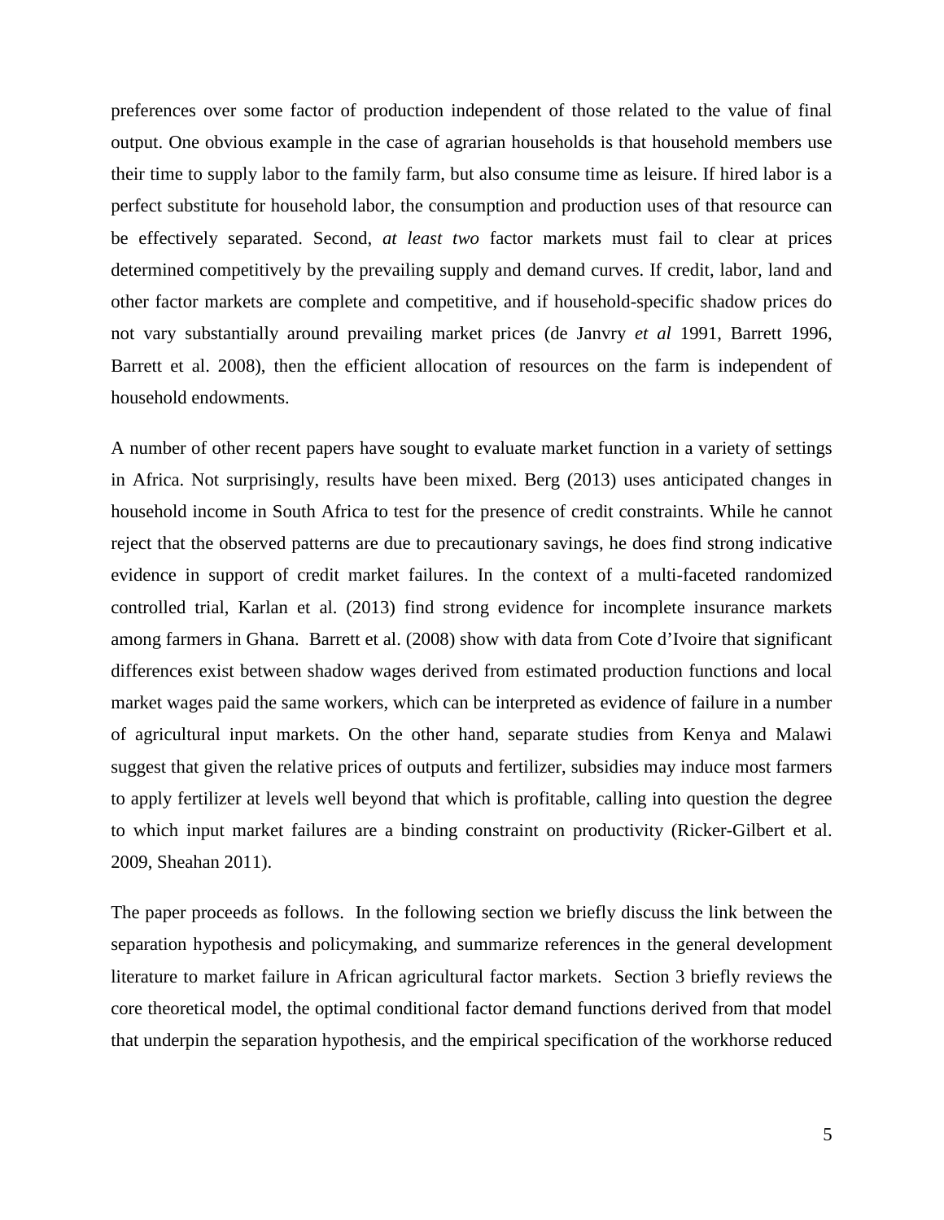preferences over some factor of production independent of those related to the value of final output. One obvious example in the case of agrarian households is that household members use their time to supply labor to the family farm, but also consume time as leisure. If hired labor is a perfect substitute for household labor, the consumption and production uses of that resource can be effectively separated. Second, *at least two* factor markets must fail to clear at prices determined competitively by the prevailing supply and demand curves. If credit, labor, land and other factor markets are complete and competitive, and if household-specific shadow prices do not vary substantially around prevailing market prices (de Janvry *et al* 1991, Barrett 1996, Barrett et al. 2008), then the efficient allocation of resources on the farm is independent of household endowments.

A number of other recent papers have sought to evaluate market function in a variety of settings in Africa. Not surprisingly, results have been mixed. Berg (2013) uses anticipated changes in household income in South Africa to test for the presence of credit constraints. While he cannot reject that the observed patterns are due to precautionary savings, he does find strong indicative evidence in support of credit market failures. In the context of a multi-faceted randomized controlled trial, Karlan et al. (2013) find strong evidence for incomplete insurance markets among farmers in Ghana. Barrett et al. (2008) show with data from Cote d'Ivoire that significant differences exist between shadow wages derived from estimated production functions and local market wages paid the same workers, which can be interpreted as evidence of failure in a number of agricultural input markets. On the other hand, separate studies from Kenya and Malawi suggest that given the relative prices of outputs and fertilizer, subsidies may induce most farmers to apply fertilizer at levels well beyond that which is profitable, calling into question the degree to which input market failures are a binding constraint on productivity (Ricker-Gilbert et al. 2009, Sheahan 2011).

The paper proceeds as follows. In the following section we briefly discuss the link between the separation hypothesis and policymaking, and summarize references in the general development literature to market failure in African agricultural factor markets. Section 3 briefly reviews the core theoretical model, the optimal conditional factor demand functions derived from that model that underpin the separation hypothesis, and the empirical specification of the workhorse reduced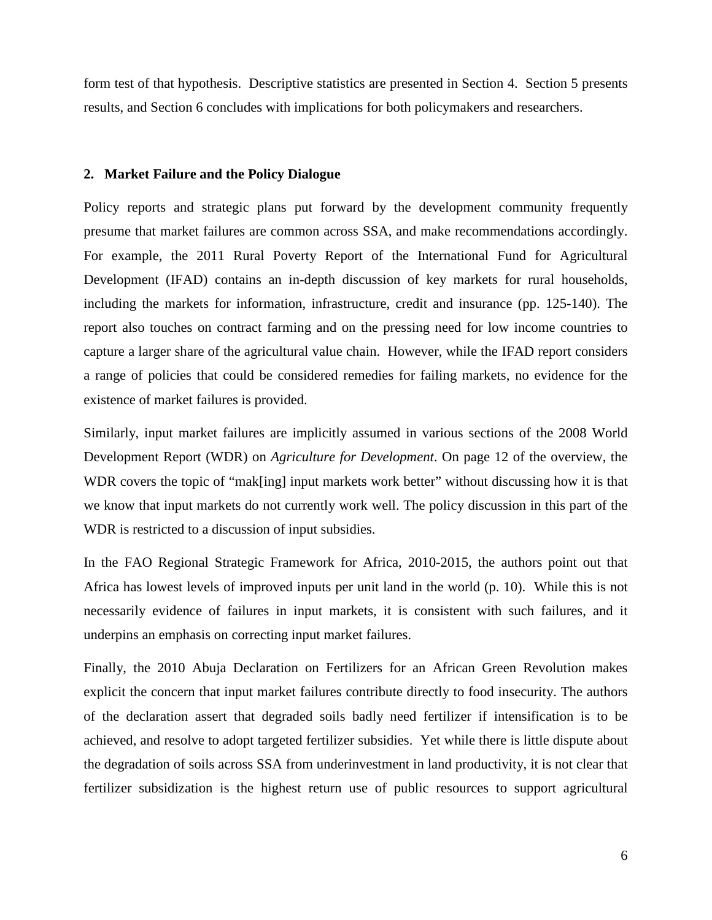form test of that hypothesis. Descriptive statistics are presented in Section 4. Section 5 presents results, and Section 6 concludes with implications for both policymakers and researchers.

## 2. Market Failure and the Policy Dialogue

Policy reports and strategic plans put forward by the development community frequently presume that market failures are common across SSA, and make recommendations accordingly. For example, the 2011 Rural Poverty Report of the International Fund for Agricultural Development (IFAD) contains an in-depth discussion of key markets for rural households, including the markets for information, infrastructure, credit and insurance (pp. 125-140). The report also touches on contract farming and on the pressing need for low income countries to capture a larger share of the agricultural value chain. However, while the IFAD report considers a range of policies that could be considered remedies for failing markets, no evidence for the existence of market failures is provided.

Similarly, input market failures are implicitly assumed in various sections of the 2008 World Development Report (WDR) on *Agriculture for Development*. On page 12 of the overview, the WDR covers the topic of "mak[ing] input markets work better" without discussing how it is that we know that input markets do not currently work well. The policy discussion in this part of the WDR is restricted to a discussion of input subsidies.

In the FAO Regional Strategic Framework for Africa, 2010-2015, the authors point out that Africa has lowest levels of improved inputs per unit land in the world (p. 10). While this is not necessarily evidence of failures in input markets, it is consistent with such failures, and it underpins an emphasis on correcting input market failures.

Finally, the 2010 Abuja Declaration on Fertilizers for an African Green Revolution makes explicit the concern that input market failures contribute directly to food insecurity. The authors of the declaration assert that degraded soils badly need fertilizer if intensification is to be achieved, and resolve to adopt targeted fertilizer subsidies. Yet while there is little dispute about the degradation of soils across SSA from underinvestment in land productivity, it is not clear that fertilizer subsidization is the highest return use of public resources to support agricultural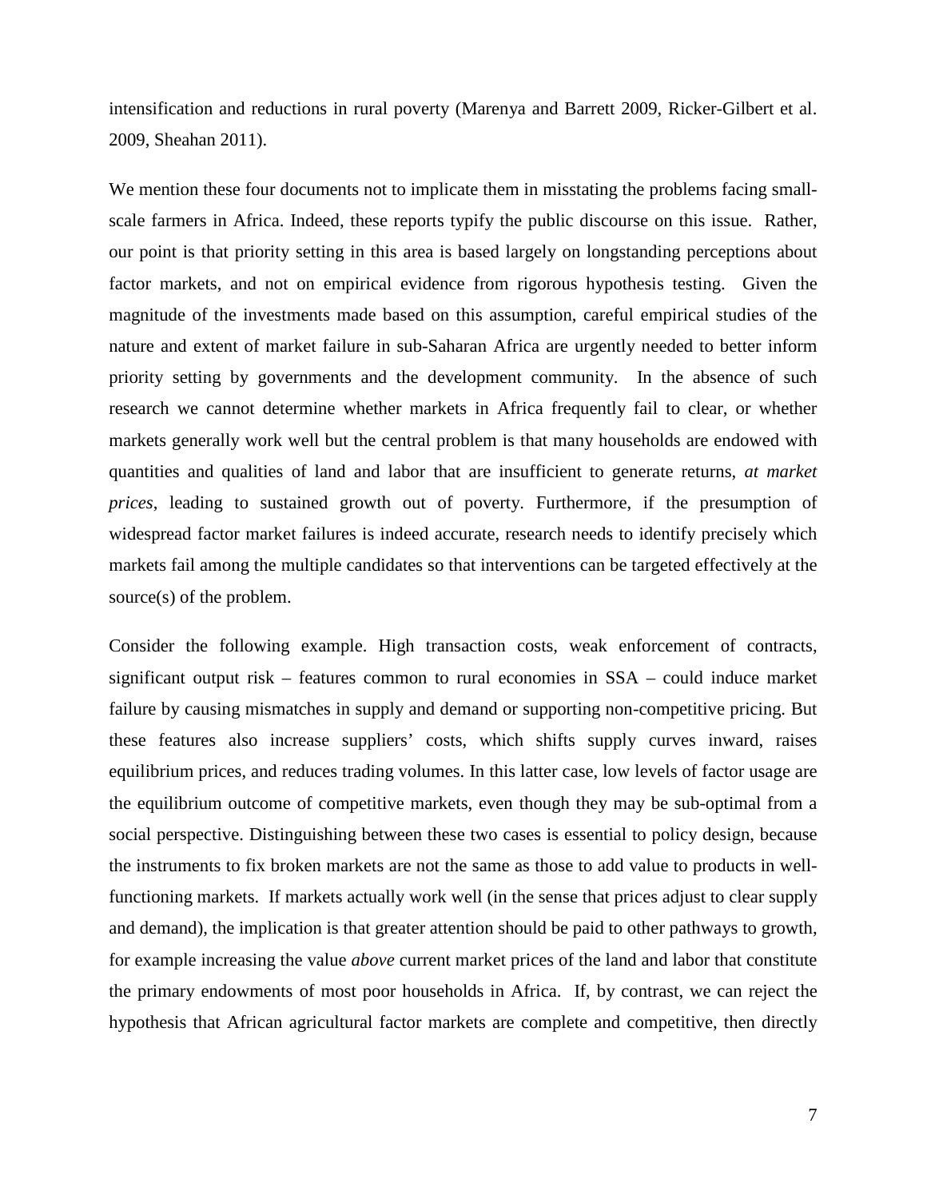intensification and reductions in rural poverty (Marenya and Barrett 2009, Ricker-Gilbert et al. 2009, Sheahan 2011).

We mention these four documents not to implicate them in misstating the problems facing small-scale farmers in Africa. Indeed, these reports typify the public discourse on this issue. Rather, our point is that priority setting in this area is based largely on longstanding perceptions about factor markets, and not on empirical evidence from rigorous hypothesis testing. Given the magnitude of the investments made based on this assumption, careful empirical studies of the nature and extent of market failure in sub-Saharan Africa are urgently needed to better inform priority setting by governments and the development community. In the absence of such research we cannot determine whether markets in Africa frequently fail to clear, or whether markets generally work well but the central problem is that many households are endowed with quantities and qualities of land and labor that are insufficient to generate returns, *at market prices*, leading to sustained growth out of poverty. Furthermore, if the presumption of widespread factor market failures is indeed accurate, research needs to identify precisely which markets fail among the multiple candidates so that interventions can be targeted effectively at the source(s) of the problem.

Consider the following example. High transaction costs, weak enforcement of contracts, significant output risk – features common to rural economies in SSA – could induce market failure by causing mismatches in supply and demand or supporting non-competitive pricing. But these features also increase suppliers' costs, which shifts supply curves inward, raises equilibrium prices, and reduces trading volumes. In this latter case, low levels of factor usage are the equilibrium outcome of competitive markets, even though they may be sub-optimal from a social perspective. Distinguishing between these two cases is essential to policy design, because the instruments to fix broken markets are not the same as those to add value to products in well-functioning markets. If markets actually work well (in the sense that prices adjust to clear supply and demand), the implication is that greater attention should be paid to other pathways to growth, for example increasing the value *above* current market prices of the land and labor that constitute the primary endowments of most poor households in Africa. If, by contrast, we can reject the hypothesis that African agricultural factor markets are complete and competitive, then directly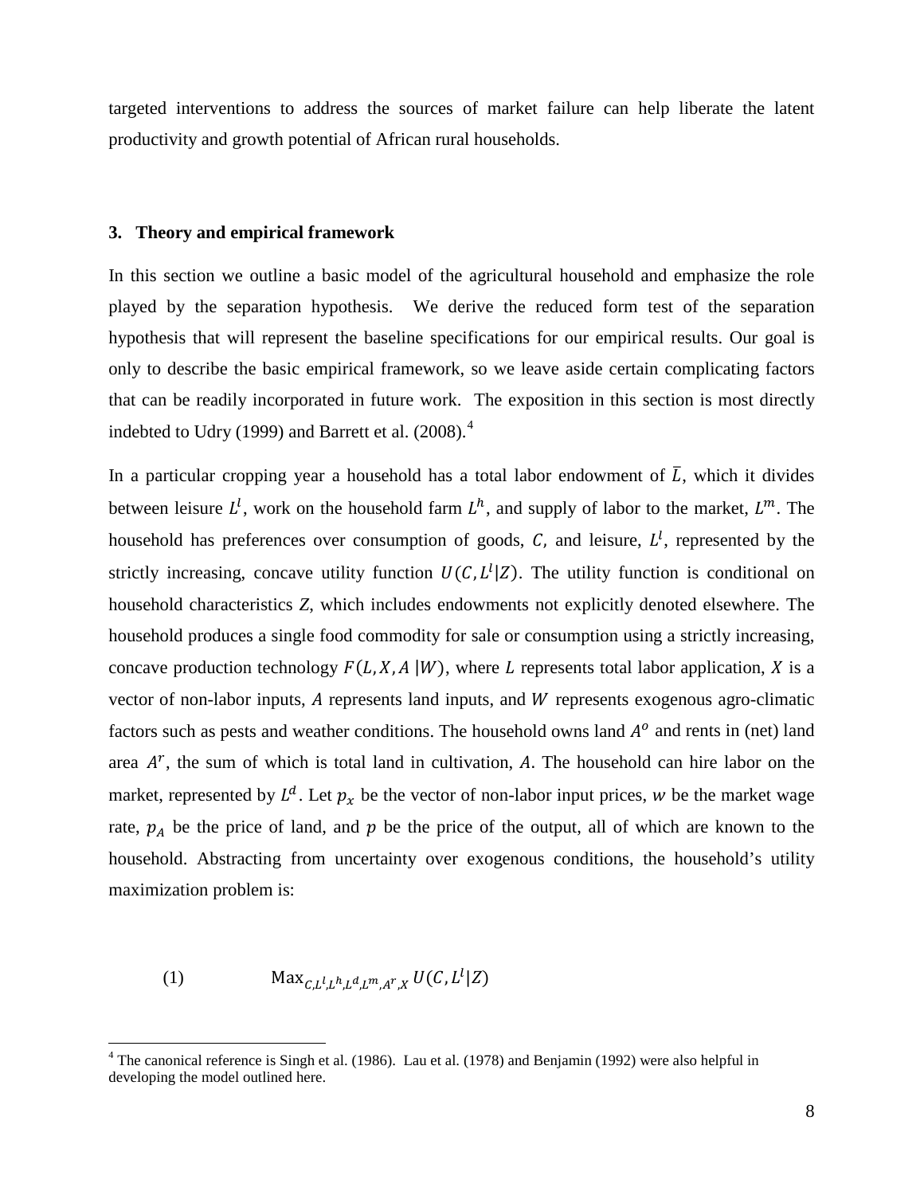targeted interventions to address the sources of market failure can help liberate the latent productivity and growth potential of African rural households.

## 3. Theory and empirical framework

In this section we outline a basic model of the agricultural household and emphasize the role played by the separation hypothesis. We derive the reduced form test of the separation hypothesis that will represent the baseline specifications for our empirical results. Our goal is only to describe the basic empirical framework, so we leave aside certain complicating factors that can be readily incorporated in future work. The exposition in this section is most directly indebted to Udry (1999) and Barrett et al. (2008).[4]

In a particular cropping year a household has a total labor endowment of $\bar{L}$, which it divides between leisure $L^l$, work on the household farm $L^h$, and supply of labor to the market, $L^m$. The household has preferences over consumption of goods, $C$, and leisure, $L^l$, represented by the strictly increasing, concave utility function $U(C, L^l|Z)$. The utility function is conditional on household characteristics $Z$, which includes endowments not explicitly denoted elsewhere. The household produces a single food commodity for sale or consumption using a strictly increasing, concave production technology $F(L, X, A\,|W)$, where $L$ represents total labor application, $X$ is a vector of non-labor inputs, $A$ represents land inputs, and $W$ represents exogenous agro-climatic factors such as pests and weather conditions. The household owns land $A^o$ and rents in (net) land area $A^r$, the sum of which is total land in cultivation, $A$. The household can hire labor on the market, represented by $L^d$. Let $p_x$ be the vector of non-labor input prices, $w$ be the market wage rate, $p_A$ be the price of land, and $p$ be the price of the output, all of which are known to the household. Abstracting from uncertainty over exogenous conditions, the household's utility maximization problem is:

$$\text{(1)} \qquad \text{Max}_{C,L^l,L^h,L^d,L^m,A^r,X}\, U(C, L^l|Z)$$

[4] The canonical reference is Singh et al. (1986). Lau et al. (1978) and Benjamin (1992) were also helpful in developing the model outlined here.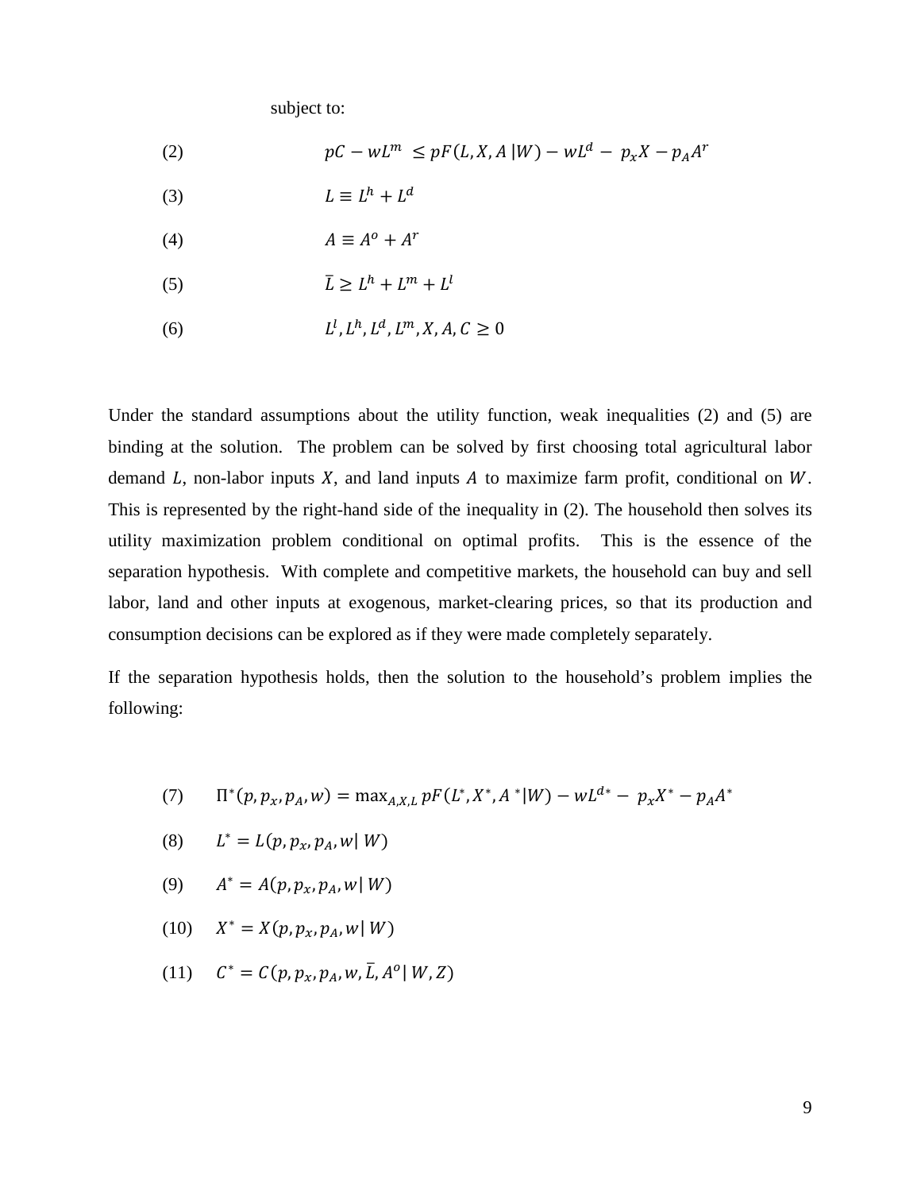subject to:

$$(2) \qquad pC - wL^m \leq pF(L, X, A \,|W) - wL^d - p_x X - p_A A^r$$

$$(3) \qquad L \equiv L^h + L^d$$

$$(4) \qquad A \equiv A^o + A^r$$

$$(5) \qquad \bar{L} \geq L^h + L^m + L^l$$

$$(6) \qquad L^l, L^h, L^d, L^m, X, A, C \geq 0$$

Under the standard assumptions about the utility function, weak inequalities (2) and (5) are binding at the solution. The problem can be solved by first choosing total agricultural labor demand $L$, non-labor inputs $X$, and land inputs $A$ to maximize farm profit, conditional on $W$. This is represented by the right-hand side of the inequality in (2). The household then solves its utility maximization problem conditional on optimal profits. This is the essence of the separation hypothesis. With complete and competitive markets, the household can buy and sell labor, land and other inputs at exogenous, market-clearing prices, so that its production and consumption decisions can be explored as if they were made completely separately.

If the separation hypothesis holds, then the solution to the household's problem implies the following:

$$(7) \qquad \Pi^*(p, p_x, p_A, w) = \max_{A,X,L} pF(L^*, X^*, A^* | W) - wL^{d*} - p_x X^* - p_A A^*$$

$$(8) \qquad L^* = L(p, p_x, p_A, w |\, W)$$

$$(9) \qquad A^* = A(p, p_x, p_A, w |\, W)$$

$$(10) \qquad X^* = X(p, p_x, p_A, w |\, W)$$

$$(11) \qquad C^* = C(p, p_x, p_A, w, \bar{L}, A^o |\, W, Z)$$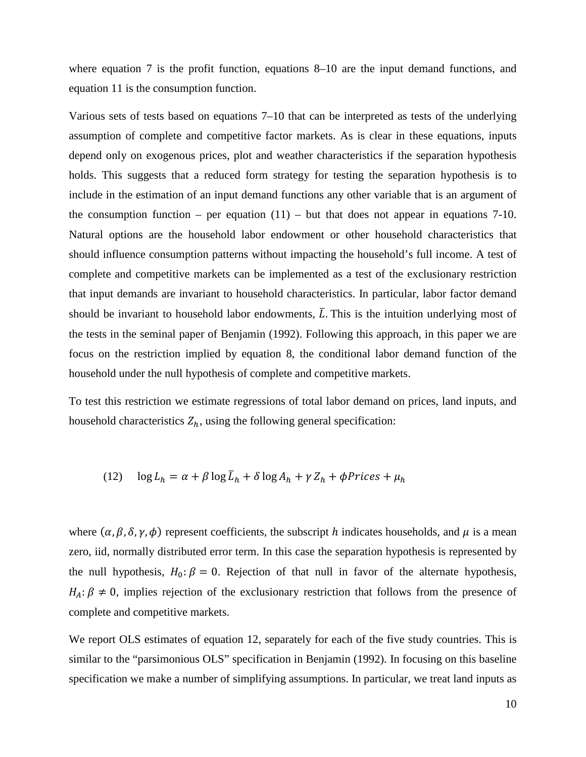where equation 7 is the profit function, equations 8–10 are the input demand functions, and equation 11 is the consumption function.

Various sets of tests based on equations 7–10 that can be interpreted as tests of the underlying assumption of complete and competitive factor markets. As is clear in these equations, inputs depend only on exogenous prices, plot and weather characteristics if the separation hypothesis holds. This suggests that a reduced form strategy for testing the separation hypothesis is to include in the estimation of an input demand functions any other variable that is an argument of the consumption function – per equation (11) – but that does not appear in equations 7-10. Natural options are the household labor endowment or other household characteristics that should influence consumption patterns without impacting the household's full income. A test of complete and competitive markets can be implemented as a test of the exclusionary restriction that input demands are invariant to household characteristics. In particular, labor factor demand should be invariant to household labor endowments, $\bar{L}$. This is the intuition underlying most of the tests in the seminal paper of Benjamin (1992). Following this approach, in this paper we are focus on the restriction implied by equation 8, the conditional labor demand function of the household under the null hypothesis of complete and competitive markets.

To test this restriction we estimate regressions of total labor demand on prices, land inputs, and household characteristics $Z_h$, using the following general specification:

$$\text{(12)} \quad \log L_h = \alpha + \beta \log \bar{L}_h + \delta \log A_h + \gamma Z_h + \phi Prices + \mu_h$$

where $(\alpha, \beta, \delta, \gamma, \phi)$ represent coefficients, the subscript $h$ indicates households, and $\mu$ is a mean zero, iid, normally distributed error term. In this case the separation hypothesis is represented by the null hypothesis, $H_0 \colon \beta = 0$. Rejection of that null in favor of the alternate hypothesis, $H_A \colon \beta \neq 0$, implies rejection of the exclusionary restriction that follows from the presence of complete and competitive markets.

We report OLS estimates of equation 12, separately for each of the five study countries. This is similar to the "parsimonious OLS" specification in Benjamin (1992). In focusing on this baseline specification we make a number of simplifying assumptions. In particular, we treat land inputs as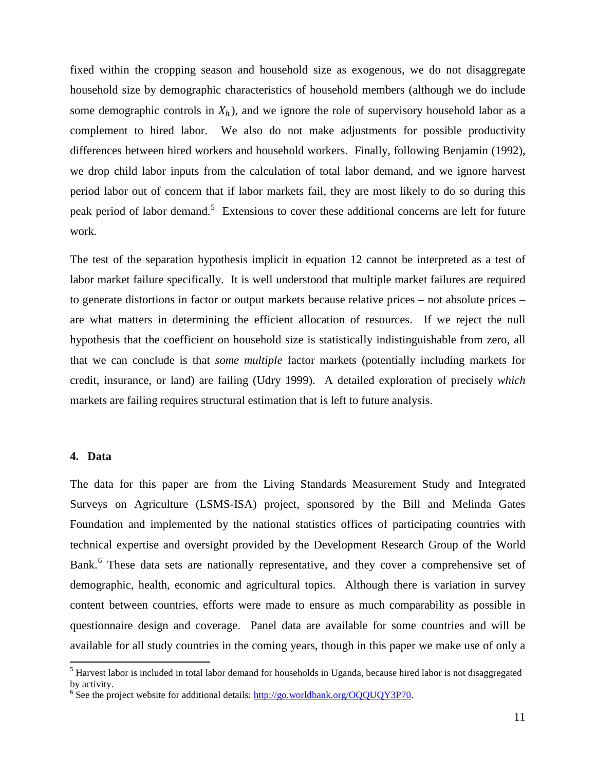fixed within the cropping season and household size as exogenous, we do not disaggregate household size by demographic characteristics of household members (although we do include some demographic controls in $X_h$), and we ignore the role of supervisory household labor as a complement to hired labor. We also do not make adjustments for possible productivity differences between hired workers and household workers. Finally, following Benjamin (1992), we drop child labor inputs from the calculation of total labor demand, and we ignore harvest period labor out of concern that if labor markets fail, they are most likely to do so during this peak period of labor demand.[5] Extensions to cover these additional concerns are left for future work.

The test of the separation hypothesis implicit in equation 12 cannot be interpreted as a test of labor market failure specifically. It is well understood that multiple market failures are required to generate distortions in factor or output markets because relative prices – not absolute prices – are what matters in determining the efficient allocation of resources. If we reject the null hypothesis that the coefficient on household size is statistically indistinguishable from zero, all that we can conclude is that *some multiple* factor markets (potentially including markets for credit, insurance, or land) are failing (Udry 1999). A detailed exploration of precisely *which* markets are failing requires structural estimation that is left to future analysis.

## 4. Data

The data for this paper are from the Living Standards Measurement Study and Integrated Surveys on Agriculture (LSMS-ISA) project, sponsored by the Bill and Melinda Gates Foundation and implemented by the national statistics offices of participating countries with technical expertise and oversight provided by the Development Research Group of the World Bank.[6] These data sets are nationally representative, and they cover a comprehensive set of demographic, health, economic and agricultural topics. Although there is variation in survey content between countries, efforts were made to ensure as much comparability as possible in questionnaire design and coverage. Panel data are available for some countries and will be available for all study countries in the coming years, though in this paper we make use of only a

[5] Harvest labor is included in total labor demand for households in Uganda, because hired labor is not disaggregated by activity.

[6] See the project website for additional details: http://go.worldbank.org/OQQUQY3P70.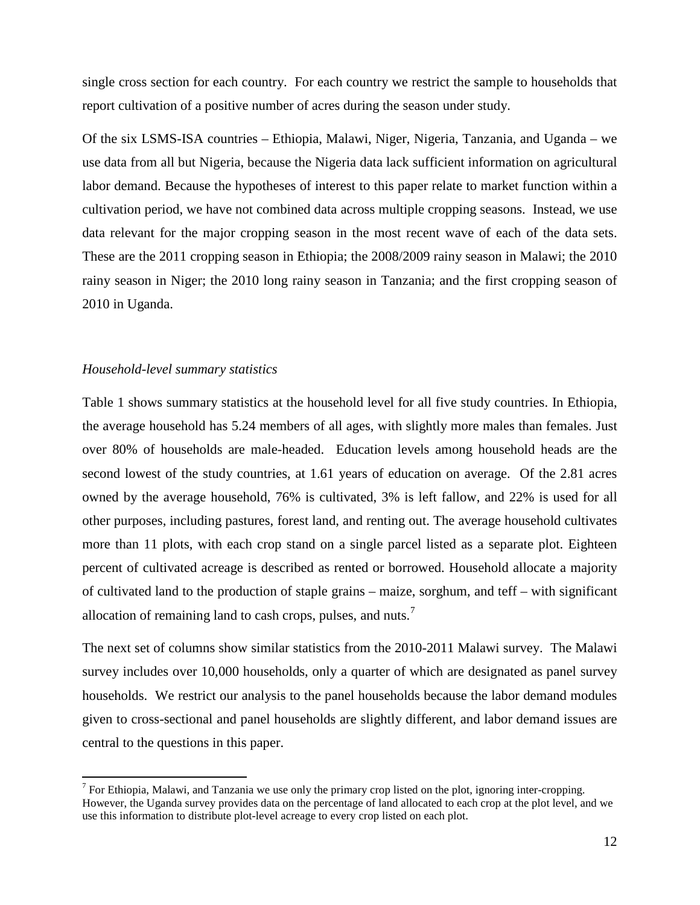single cross section for each country. For each country we restrict the sample to households that report cultivation of a positive number of acres during the season under study.

Of the six LSMS-ISA countries – Ethiopia, Malawi, Niger, Nigeria, Tanzania, and Uganda – we use data from all but Nigeria, because the Nigeria data lack sufficient information on agricultural labor demand. Because the hypotheses of interest to this paper relate to market function within a cultivation period, we have not combined data across multiple cropping seasons. Instead, we use data relevant for the major cropping season in the most recent wave of each of the data sets. These are the 2011 cropping season in Ethiopia; the 2008/2009 rainy season in Malawi; the 2010 rainy season in Niger; the 2010 long rainy season in Tanzania; and the first cropping season of 2010 in Uganda.

*Household-level summary statistics*

Table 1 shows summary statistics at the household level for all five study countries. In Ethiopia, the average household has 5.24 members of all ages, with slightly more males than females. Just over 80% of households are male-headed. Education levels among household heads are the second lowest of the study countries, at 1.61 years of education on average. Of the 2.81 acres owned by the average household, 76% is cultivated, 3% is left fallow, and 22% is used for all other purposes, including pastures, forest land, and renting out. The average household cultivates more than 11 plots, with each crop stand on a single parcel listed as a separate plot. Eighteen percent of cultivated acreage is described as rented or borrowed. Household allocate a majority of cultivated land to the production of staple grains – maize, sorghum, and teff – with significant allocation of remaining land to cash crops, pulses, and nuts.[7]

The next set of columns show similar statistics from the 2010-2011 Malawi survey. The Malawi survey includes over 10,000 households, only a quarter of which are designated as panel survey households. We restrict our analysis to the panel households because the labor demand modules given to cross-sectional and panel households are slightly different, and labor demand issues are central to the questions in this paper.

[7] For Ethiopia, Malawi, and Tanzania we use only the primary crop listed on the plot, ignoring inter-cropping. However, the Uganda survey provides data on the percentage of land allocated to each crop at the plot level, and we use this information to distribute plot-level acreage to every crop listed on each plot.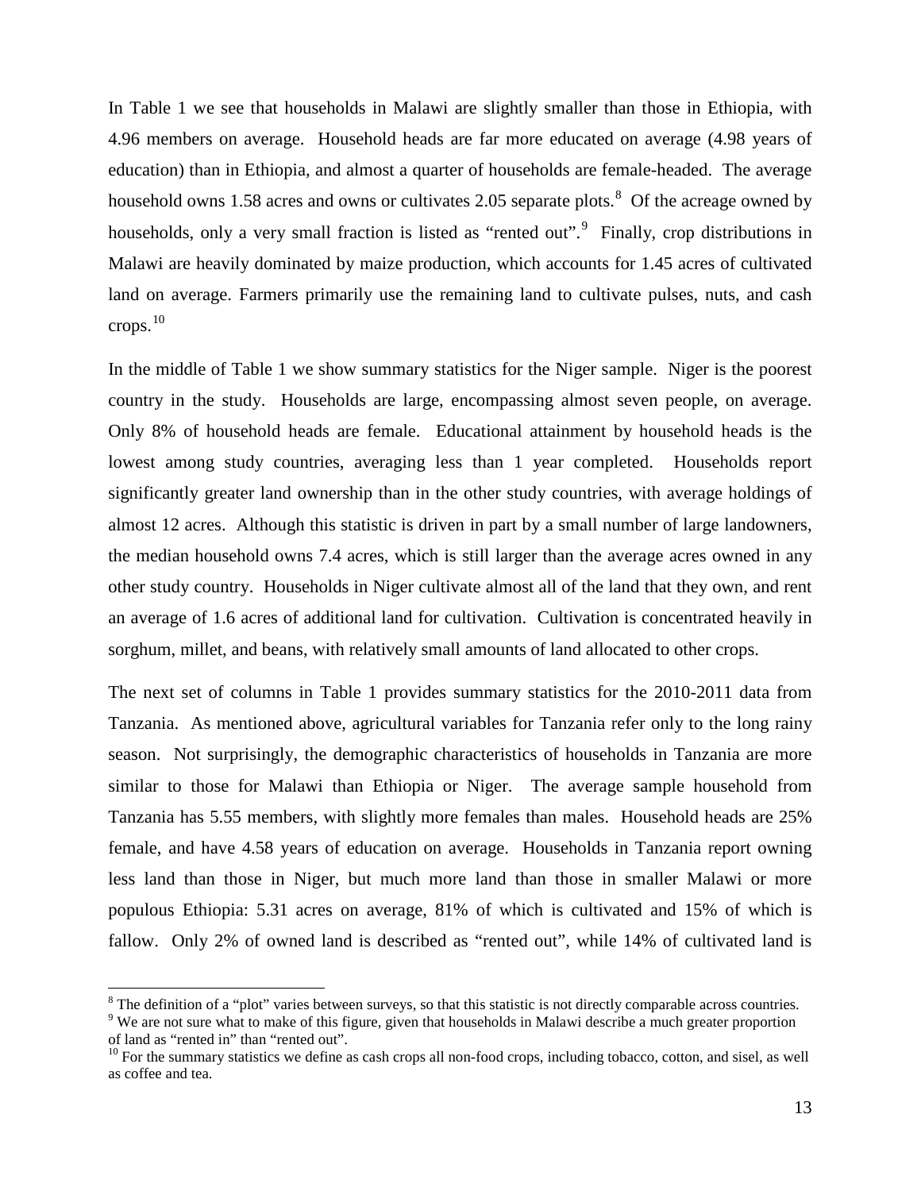In Table 1 we see that households in Malawi are slightly smaller than those in Ethiopia, with 4.96 members on average. Household heads are far more educated on average (4.98 years of education) than in Ethiopia, and almost a quarter of households are female-headed. The average household owns 1.58 acres and owns or cultivates 2.05 separate plots.[8] Of the acreage owned by households, only a very small fraction is listed as "rented out".[9] Finally, crop distributions in Malawi are heavily dominated by maize production, which accounts for 1.45 acres of cultivated land on average. Farmers primarily use the remaining land to cultivate pulses, nuts, and cash crops.[10]

In the middle of Table 1 we show summary statistics for the Niger sample. Niger is the poorest country in the study. Households are large, encompassing almost seven people, on average. Only 8% of household heads are female. Educational attainment by household heads is the lowest among study countries, averaging less than 1 year completed. Households report significantly greater land ownership than in the other study countries, with average holdings of almost 12 acres. Although this statistic is driven in part by a small number of large landowners, the median household owns 7.4 acres, which is still larger than the average acres owned in any other study country. Households in Niger cultivate almost all of the land that they own, and rent an average of 1.6 acres of additional land for cultivation. Cultivation is concentrated heavily in sorghum, millet, and beans, with relatively small amounts of land allocated to other crops.

The next set of columns in Table 1 provides summary statistics for the 2010-2011 data from Tanzania. As mentioned above, agricultural variables for Tanzania refer only to the long rainy season. Not surprisingly, the demographic characteristics of households in Tanzania are more similar to those for Malawi than Ethiopia or Niger. The average sample household from Tanzania has 5.55 members, with slightly more females than males. Household heads are 25% female, and have 4.58 years of education on average. Households in Tanzania report owning less land than those in Niger, but much more land than those in smaller Malawi or more populous Ethiopia: 5.31 acres on average, 81% of which is cultivated and 15% of which is fallow. Only 2% of owned land is described as "rented out", while 14% of cultivated land is

---

[8] The definition of a "plot" varies between surveys, so that this statistic is not directly comparable across countries.

[9] We are not sure what to make of this figure, given that households in Malawi describe a much greater proportion of land as "rented in" than "rented out".

[10] For the summary statistics we define as cash crops all non-food crops, including tobacco, cotton, and sisel, as well as coffee and tea.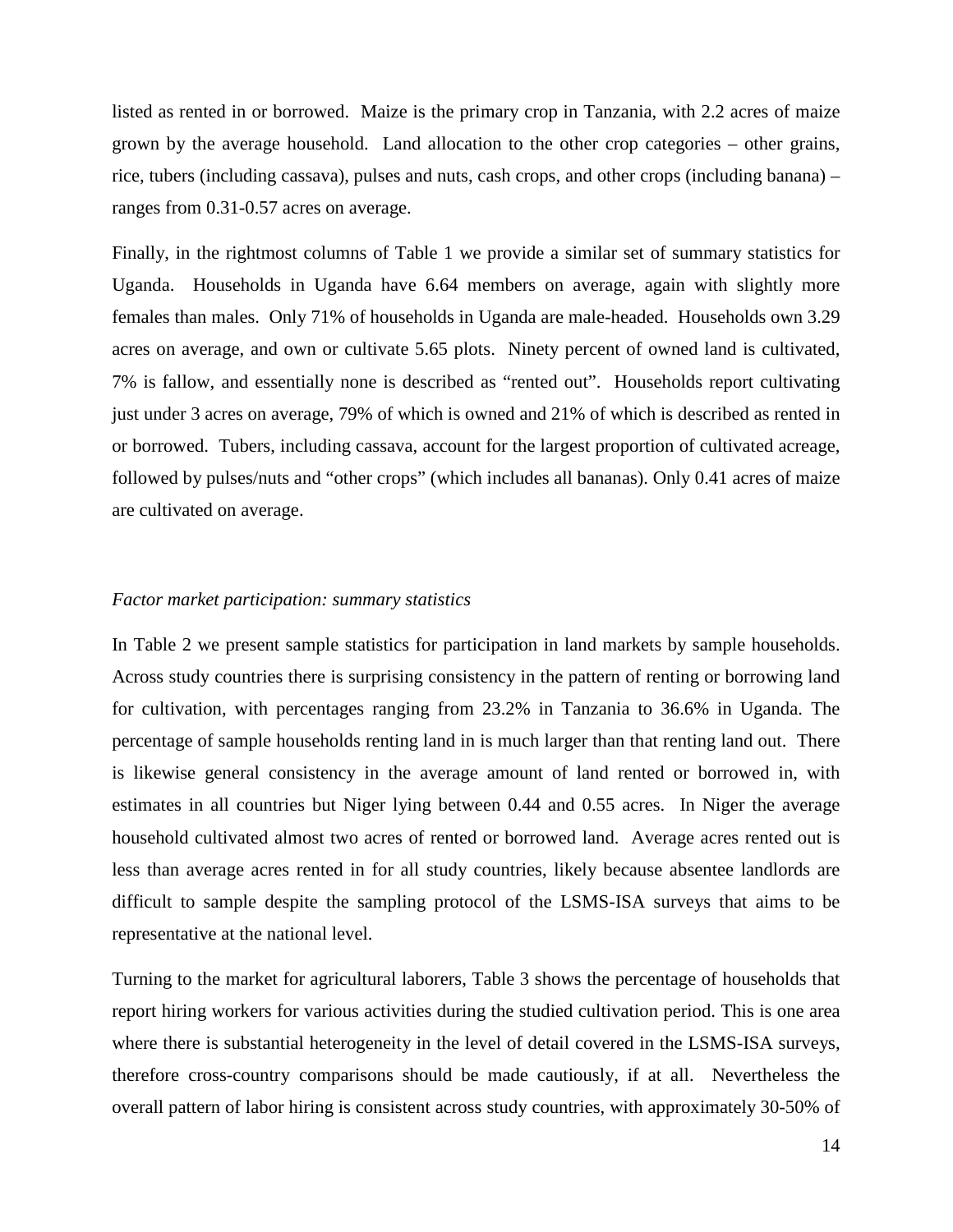listed as rented in or borrowed. Maize is the primary crop in Tanzania, with 2.2 acres of maize grown by the average household. Land allocation to the other crop categories – other grains, rice, tubers (including cassava), pulses and nuts, cash crops, and other crops (including banana) – ranges from 0.31-0.57 acres on average.

Finally, in the rightmost columns of Table 1 we provide a similar set of summary statistics for Uganda. Households in Uganda have 6.64 members on average, again with slightly more females than males. Only 71% of households in Uganda are male-headed. Households own 3.29 acres on average, and own or cultivate 5.65 plots. Ninety percent of owned land is cultivated, 7% is fallow, and essentially none is described as "rented out". Households report cultivating just under 3 acres on average, 79% of which is owned and 21% of which is described as rented in or borrowed. Tubers, including cassava, account for the largest proportion of cultivated acreage, followed by pulses/nuts and "other crops" (which includes all bananas). Only 0.41 acres of maize are cultivated on average.

*Factor market participation: summary statistics*

In Table 2 we present sample statistics for participation in land markets by sample households. Across study countries there is surprising consistency in the pattern of renting or borrowing land for cultivation, with percentages ranging from 23.2% in Tanzania to 36.6% in Uganda. The percentage of sample households renting land in is much larger than that renting land out. There is likewise general consistency in the average amount of land rented or borrowed in, with estimates in all countries but Niger lying between 0.44 and 0.55 acres. In Niger the average household cultivated almost two acres of rented or borrowed land. Average acres rented out is less than average acres rented in for all study countries, likely because absentee landlords are difficult to sample despite the sampling protocol of the LSMS-ISA surveys that aims to be representative at the national level.

Turning to the market for agricultural laborers, Table 3 shows the percentage of households that report hiring workers for various activities during the studied cultivation period. This is one area where there is substantial heterogeneity in the level of detail covered in the LSMS-ISA surveys, therefore cross-country comparisons should be made cautiously, if at all. Nevertheless the overall pattern of labor hiring is consistent across study countries, with approximately 30-50% of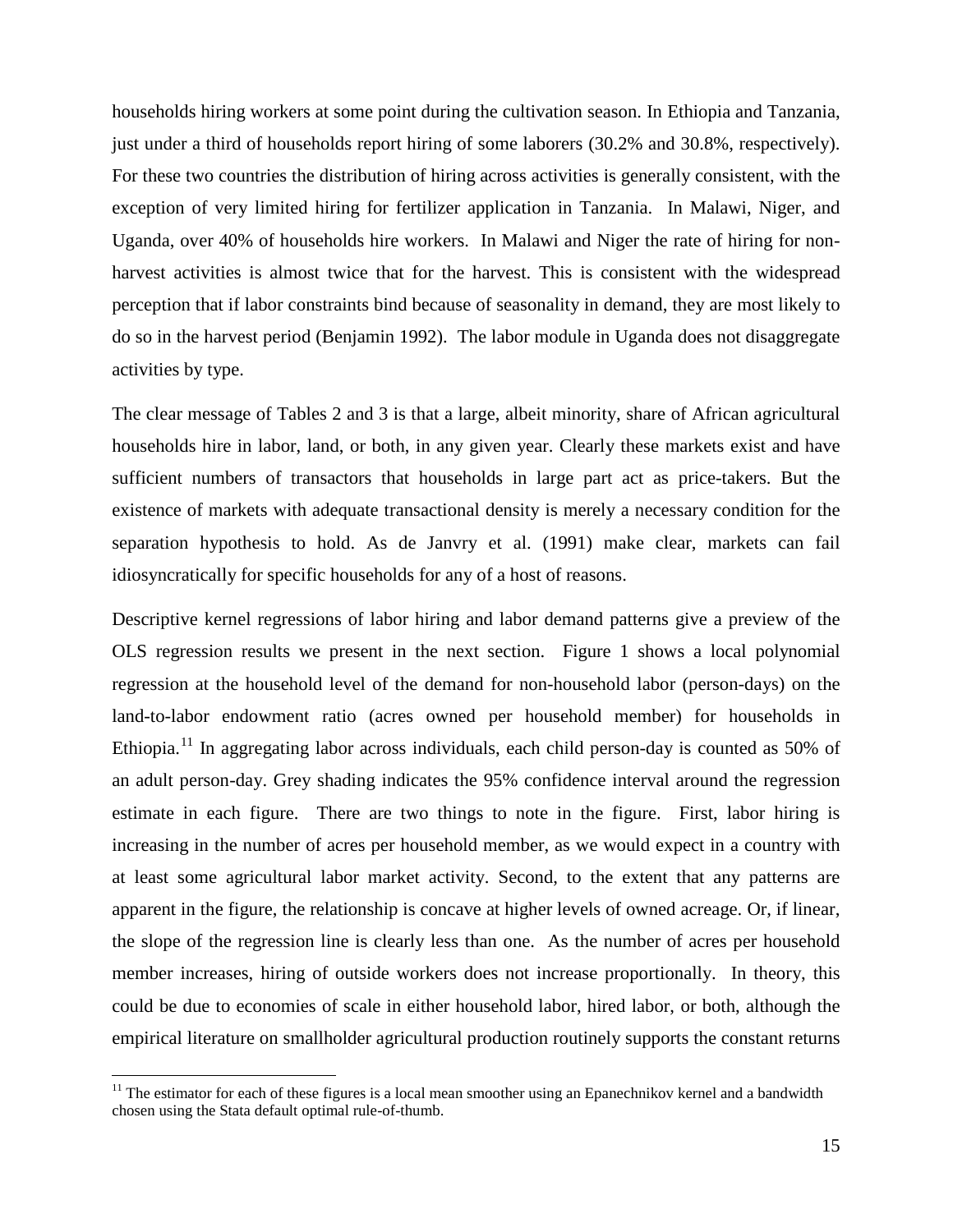households hiring workers at some point during the cultivation season. In Ethiopia and Tanzania, just under a third of households report hiring of some laborers (30.2% and 30.8%, respectively). For these two countries the distribution of hiring across activities is generally consistent, with the exception of very limited hiring for fertilizer application in Tanzania. In Malawi, Niger, and Uganda, over 40% of households hire workers. In Malawi and Niger the rate of hiring for non-harvest activities is almost twice that for the harvest. This is consistent with the widespread perception that if labor constraints bind because of seasonality in demand, they are most likely to do so in the harvest period (Benjamin 1992). The labor module in Uganda does not disaggregate activities by type.

The clear message of Tables 2 and 3 is that a large, albeit minority, share of African agricultural households hire in labor, land, or both, in any given year. Clearly these markets exist and have sufficient numbers of transactors that households in large part act as price-takers. But the existence of markets with adequate transactional density is merely a necessary condition for the separation hypothesis to hold. As de Janvry et al. (1991) make clear, markets can fail idiosyncratically for specific households for any of a host of reasons.

Descriptive kernel regressions of labor hiring and labor demand patterns give a preview of the OLS regression results we present in the next section. Figure 1 shows a local polynomial regression at the household level of the demand for non-household labor (person-days) on the land-to-labor endowment ratio (acres owned per household member) for households in Ethiopia.[11] In aggregating labor across individuals, each child person-day is counted as 50% of an adult person-day. Grey shading indicates the 95% confidence interval around the regression estimate in each figure. There are two things to note in the figure. First, labor hiring is increasing in the number of acres per household member, as we would expect in a country with at least some agricultural labor market activity. Second, to the extent that any patterns are apparent in the figure, the relationship is concave at higher levels of owned acreage. Or, if linear, the slope of the regression line is clearly less than one. As the number of acres per household member increases, hiring of outside workers does not increase proportionally. In theory, this could be due to economies of scale in either household labor, hired labor, or both, although the empirical literature on smallholder agricultural production routinely supports the constant returns

[11] The estimator for each of these figures is a local mean smoother using an Epanechnikov kernel and a bandwidth chosen using the Stata default optimal rule-of-thumb.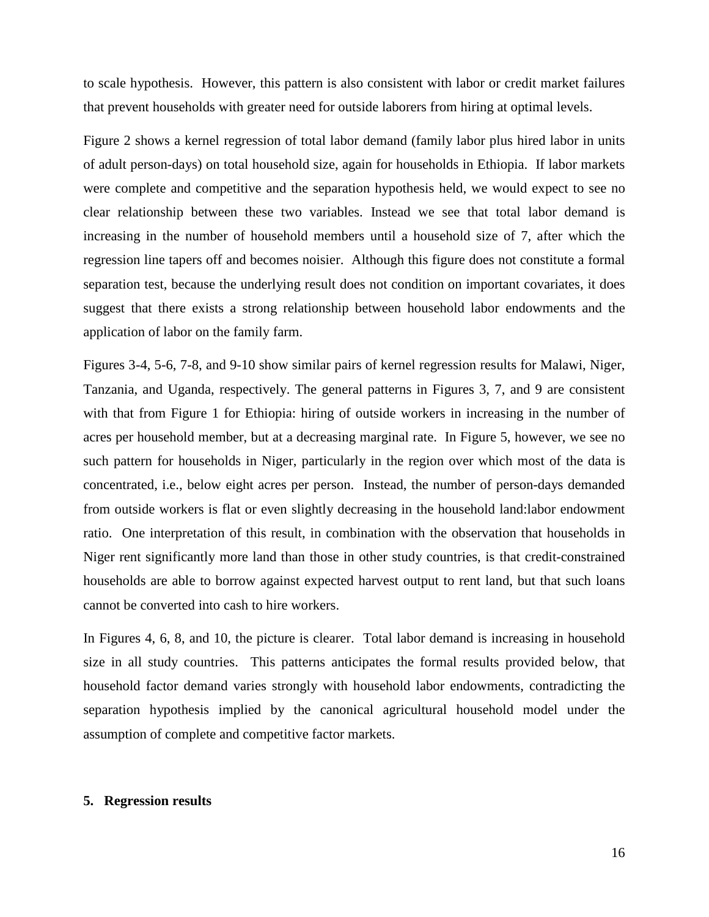to scale hypothesis. However, this pattern is also consistent with labor or credit market failures that prevent households with greater need for outside laborers from hiring at optimal levels.

Figure 2 shows a kernel regression of total labor demand (family labor plus hired labor in units of adult person-days) on total household size, again for households in Ethiopia. If labor markets were complete and competitive and the separation hypothesis held, we would expect to see no clear relationship between these two variables. Instead we see that total labor demand is increasing in the number of household members until a household size of 7, after which the regression line tapers off and becomes noisier. Although this figure does not constitute a formal separation test, because the underlying result does not condition on important covariates, it does suggest that there exists a strong relationship between household labor endowments and the application of labor on the family farm.

Figures 3-4, 5-6, 7-8, and 9-10 show similar pairs of kernel regression results for Malawi, Niger, Tanzania, and Uganda, respectively. The general patterns in Figures 3, 7, and 9 are consistent with that from Figure 1 for Ethiopia: hiring of outside workers in increasing in the number of acres per household member, but at a decreasing marginal rate. In Figure 5, however, we see no such pattern for households in Niger, particularly in the region over which most of the data is concentrated, i.e., below eight acres per person. Instead, the number of person-days demanded from outside workers is flat or even slightly decreasing in the household land:labor endowment ratio. One interpretation of this result, in combination with the observation that households in Niger rent significantly more land than those in other study countries, is that credit-constrained households are able to borrow against expected harvest output to rent land, but that such loans cannot be converted into cash to hire workers.

In Figures 4, 6, 8, and 10, the picture is clearer. Total labor demand is increasing in household size in all study countries. This patterns anticipates the formal results provided below, that household factor demand varies strongly with household labor endowments, contradicting the separation hypothesis implied by the canonical agricultural household model under the assumption of complete and competitive factor markets.

## 5. Regression results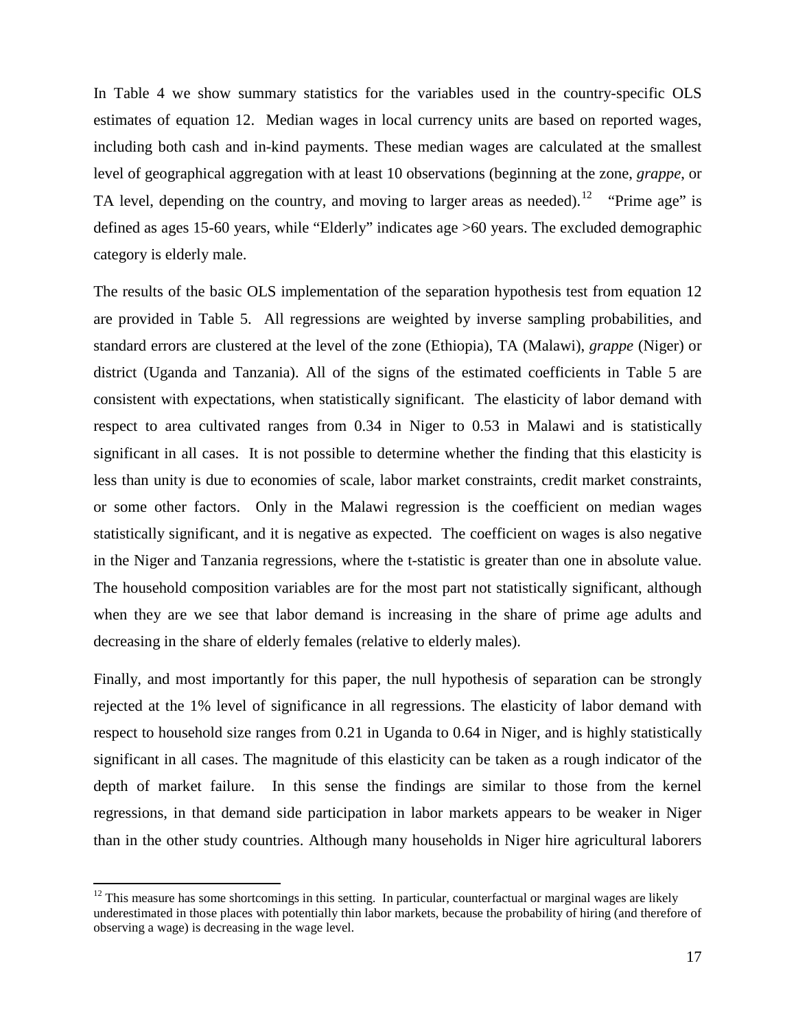In Table 4 we show summary statistics for the variables used in the country-specific OLS estimates of equation 12. Median wages in local currency units are based on reported wages, including both cash and in-kind payments. These median wages are calculated at the smallest level of geographical aggregation with at least 10 observations (beginning at the zone, *grappe*, or TA level, depending on the country, and moving to larger areas as needed).[12] "Prime age" is defined as ages 15-60 years, while "Elderly" indicates age >60 years. The excluded demographic category is elderly male.

The results of the basic OLS implementation of the separation hypothesis test from equation 12 are provided in Table 5. All regressions are weighted by inverse sampling probabilities, and standard errors are clustered at the level of the zone (Ethiopia), TA (Malawi), *grappe* (Niger) or district (Uganda and Tanzania). All of the signs of the estimated coefficients in Table 5 are consistent with expectations, when statistically significant. The elasticity of labor demand with respect to area cultivated ranges from 0.34 in Niger to 0.53 in Malawi and is statistically significant in all cases. It is not possible to determine whether the finding that this elasticity is less than unity is due to economies of scale, labor market constraints, credit market constraints, or some other factors. Only in the Malawi regression is the coefficient on median wages statistically significant, and it is negative as expected. The coefficient on wages is also negative in the Niger and Tanzania regressions, where the t-statistic is greater than one in absolute value. The household composition variables are for the most part not statistically significant, although when they are we see that labor demand is increasing in the share of prime age adults and decreasing in the share of elderly females (relative to elderly males).

Finally, and most importantly for this paper, the null hypothesis of separation can be strongly rejected at the 1% level of significance in all regressions. The elasticity of labor demand with respect to household size ranges from 0.21 in Uganda to 0.64 in Niger, and is highly statistically significant in all cases. The magnitude of this elasticity can be taken as a rough indicator of the depth of market failure. In this sense the findings are similar to those from the kernel regressions, in that demand side participation in labor markets appears to be weaker in Niger than in the other study countries. Although many households in Niger hire agricultural laborers

[12] This measure has some shortcomings in this setting. In particular, counterfactual or marginal wages are likely underestimated in those places with potentially thin labor markets, because the probability of hiring (and therefore of observing a wage) is decreasing in the wage level.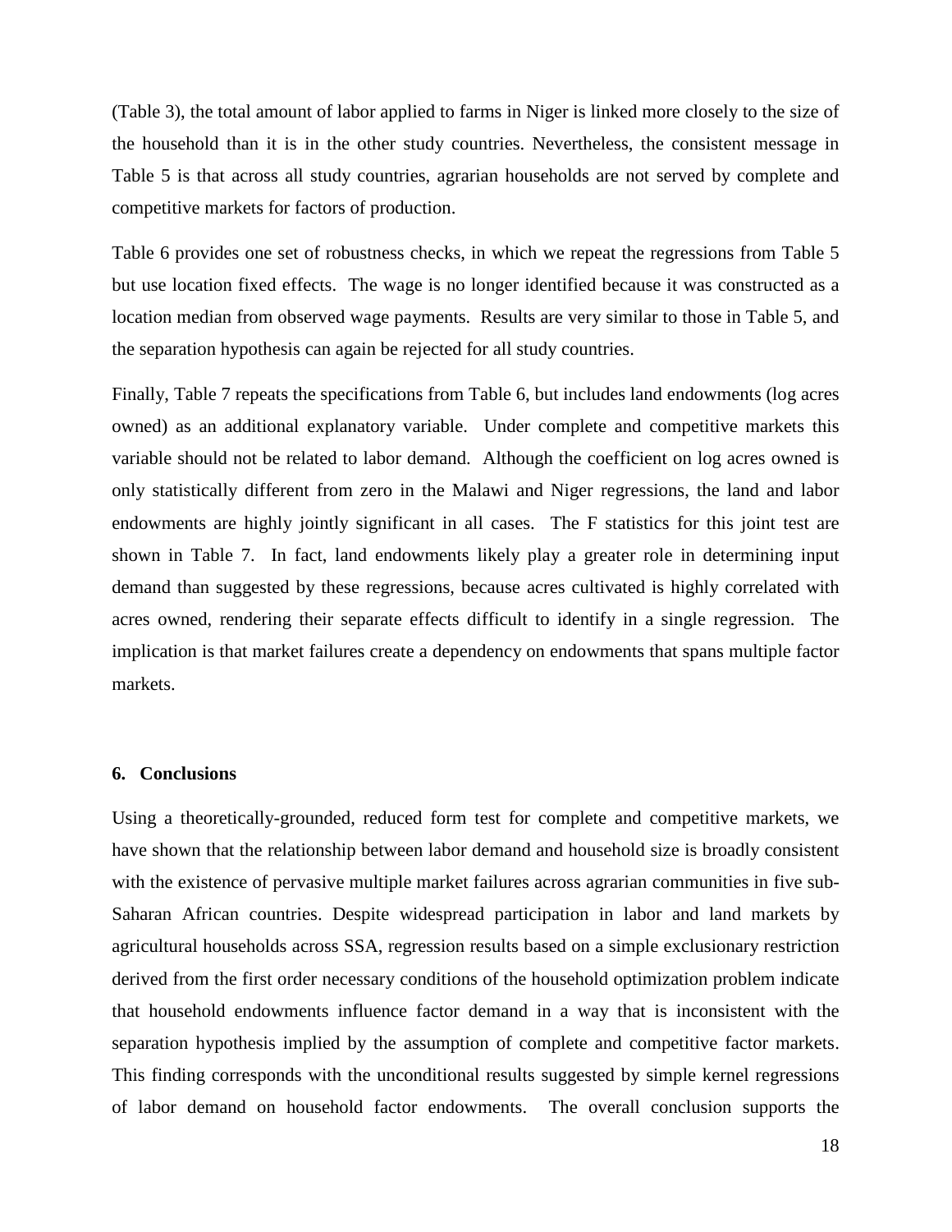(Table 3), the total amount of labor applied to farms in Niger is linked more closely to the size of the household than it is in the other study countries. Nevertheless, the consistent message in Table 5 is that across all study countries, agrarian households are not served by complete and competitive markets for factors of production.

Table 6 provides one set of robustness checks, in which we repeat the regressions from Table 5 but use location fixed effects. The wage is no longer identified because it was constructed as a location median from observed wage payments. Results are very similar to those in Table 5, and the separation hypothesis can again be rejected for all study countries.

Finally, Table 7 repeats the specifications from Table 6, but includes land endowments (log acres owned) as an additional explanatory variable. Under complete and competitive markets this variable should not be related to labor demand. Although the coefficient on log acres owned is only statistically different from zero in the Malawi and Niger regressions, the land and labor endowments are highly jointly significant in all cases. The F statistics for this joint test are shown in Table 7. In fact, land endowments likely play a greater role in determining input demand than suggested by these regressions, because acres cultivated is highly correlated with acres owned, rendering their separate effects difficult to identify in a single regression. The implication is that market failures create a dependency on endowments that spans multiple factor markets.

### 6. Conclusions

Using a theoretically-grounded, reduced form test for complete and competitive markets, we have shown that the relationship between labor demand and household size is broadly consistent with the existence of pervasive multiple market failures across agrarian communities in five sub-Saharan African countries. Despite widespread participation in labor and land markets by agricultural households across SSA, regression results based on a simple exclusionary restriction derived from the first order necessary conditions of the household optimization problem indicate that household endowments influence factor demand in a way that is inconsistent with the separation hypothesis implied by the assumption of complete and competitive factor markets. This finding corresponds with the unconditional results suggested by simple kernel regressions of labor demand on household factor endowments. The overall conclusion supports the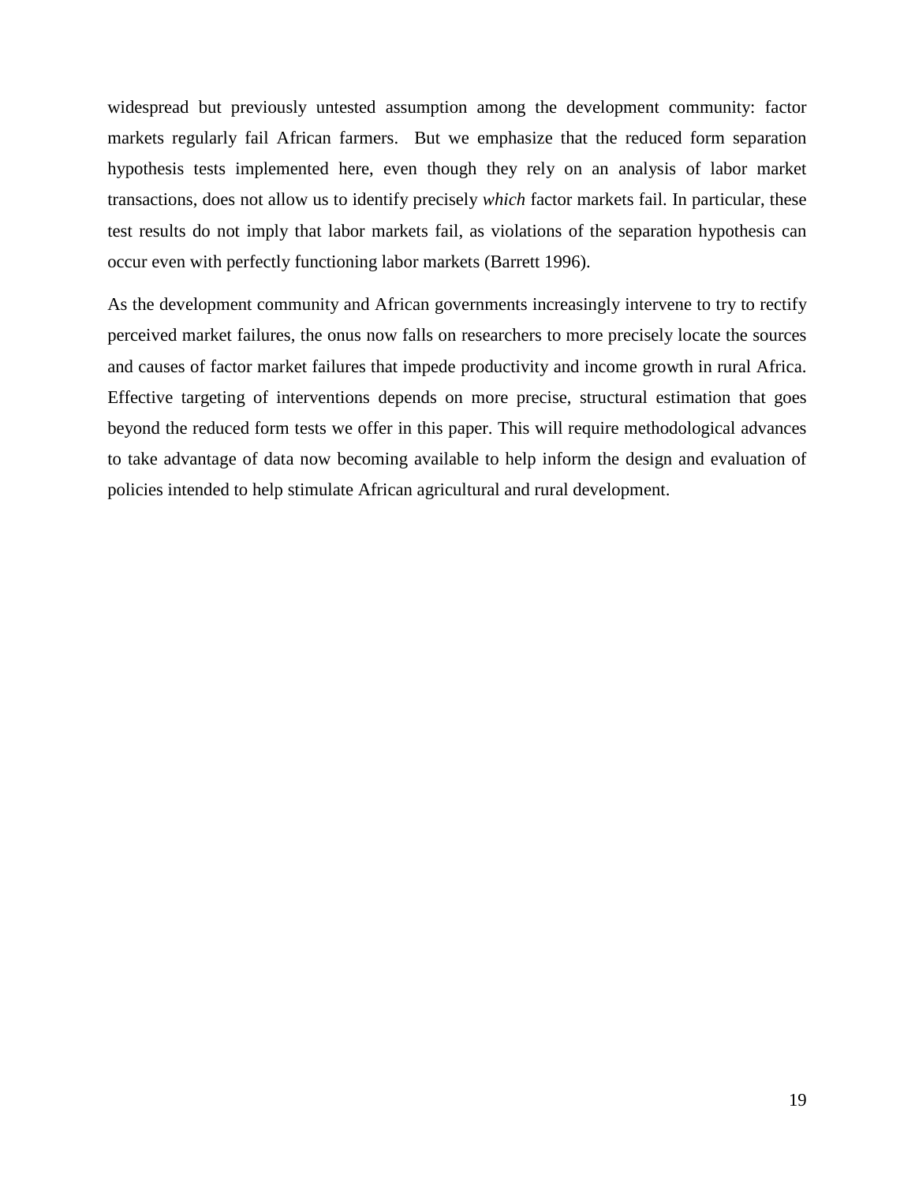widespread but previously untested assumption among the development community: factor markets regularly fail African farmers. But we emphasize that the reduced form separation hypothesis tests implemented here, even though they rely on an analysis of labor market transactions, does not allow us to identify precisely *which* factor markets fail. In particular, these test results do not imply that labor markets fail, as violations of the separation hypothesis can occur even with perfectly functioning labor markets (Barrett 1996).

As the development community and African governments increasingly intervene to try to rectify perceived market failures, the onus now falls on researchers to more precisely locate the sources and causes of factor market failures that impede productivity and income growth in rural Africa. Effective targeting of interventions depends on more precise, structural estimation that goes beyond the reduced form tests we offer in this paper. This will require methodological advances to take advantage of data now becoming available to help inform the design and evaluation of policies intended to help stimulate African agricultural and rural development.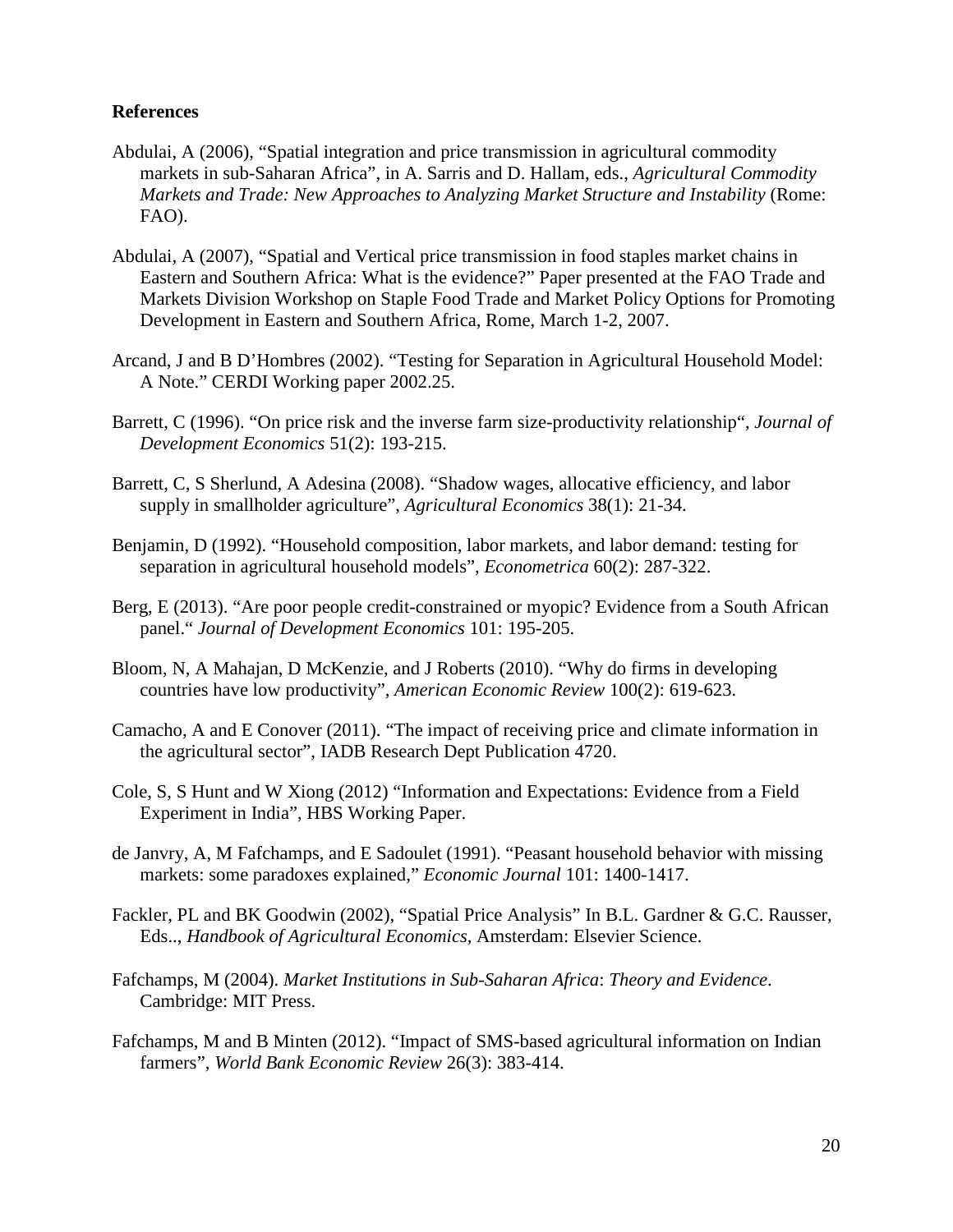**References**

Abdulai, A (2006), "Spatial integration and price transmission in agricultural commodity markets in sub-Saharan Africa", in A. Sarris and D. Hallam, eds., *Agricultural Commodity Markets and Trade: New Approaches to Analyzing Market Structure and Instability* (Rome: FAO).

Abdulai, A (2007), "Spatial and Vertical price transmission in food staples market chains in Eastern and Southern Africa: What is the evidence?" Paper presented at the FAO Trade and Markets Division Workshop on Staple Food Trade and Market Policy Options for Promoting Development in Eastern and Southern Africa, Rome, March 1-2, 2007.

Arcand, J and B D'Hombres (2002). "Testing for Separation in Agricultural Household Model: A Note." CERDI Working paper 2002.25.

Barrett, C (1996). "On price risk and the inverse farm size-productivity relationship", *Journal of Development Economics* 51(2): 193-215.

Barrett, C, S Sherlund, A Adesina (2008). "Shadow wages, allocative efficiency, and labor supply in smallholder agriculture", *Agricultural Economics* 38(1): 21-34.

Benjamin, D (1992). "Household composition, labor markets, and labor demand: testing for separation in agricultural household models", *Econometrica* 60(2): 287-322.

Berg, E (2013). "Are poor people credit-constrained or myopic? Evidence from a South African panel." *Journal of Development Economics* 101: 195-205.

Bloom, N, A Mahajan, D McKenzie, and J Roberts (2010). "Why do firms in developing countries have low productivity", *American Economic Review* 100(2): 619-623.

Camacho, A and E Conover (2011). "The impact of receiving price and climate information in the agricultural sector", IADB Research Dept Publication 4720.

Cole, S, S Hunt and W Xiong (2012) "Information and Expectations: Evidence from a Field Experiment in India", HBS Working Paper.

de Janvry, A, M Fafchamps, and E Sadoulet (1991). "Peasant household behavior with missing markets: some paradoxes explained," *Economic Journal* 101: 1400-1417.

Fackler, PL and BK Goodwin (2002), "Spatial Price Analysis" In B.L. Gardner & G.C. Rausser, Eds.., *Handbook of Agricultural Economics*, Amsterdam: Elsevier Science.

Fafchamps, M (2004). *Market Institutions in Sub-Saharan Africa*: *Theory and Evidence*. Cambridge: MIT Press.

Fafchamps, M and B Minten (2012). "Impact of SMS-based agricultural information on Indian farmers", *World Bank Economic Review* 26(3): 383-414.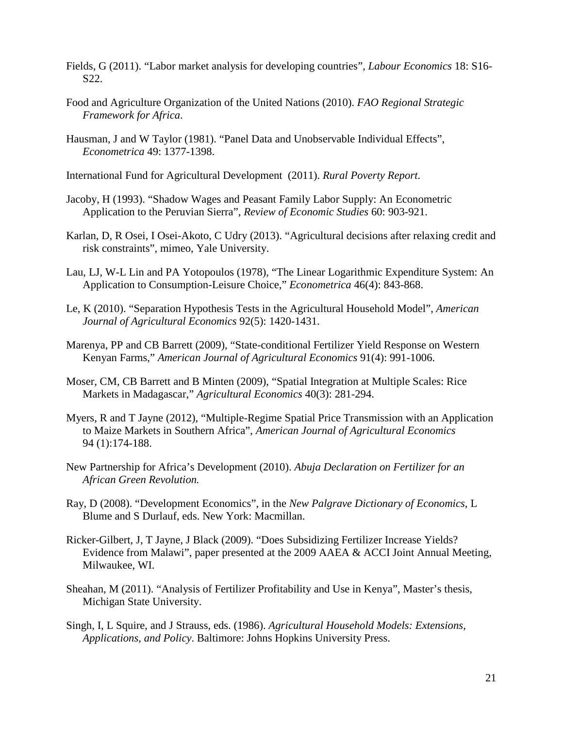Fields, G (2011). "Labor market analysis for developing countries", *Labour Economics* 18: S16-S22.

Food and Agriculture Organization of the United Nations (2010). *FAO Regional Strategic Framework for Africa*.

Hausman, J and W Taylor (1981). "Panel Data and Unobservable Individual Effects", *Econometrica* 49: 1377-1398.

International Fund for Agricultural Development (2011). *Rural Poverty Report*.

Jacoby, H (1993). "Shadow Wages and Peasant Family Labor Supply: An Econometric Application to the Peruvian Sierra", *Review of Economic Studies* 60: 903-921.

Karlan, D, R Osei, I Osei-Akoto, C Udry (2013). "Agricultural decisions after relaxing credit and risk constraints", mimeo, Yale University.

Lau, LJ, W-L Lin and PA Yotopoulos (1978), "The Linear Logarithmic Expenditure System: An Application to Consumption-Leisure Choice," *Econometrica* 46(4): 843-868.

Le, K (2010). "Separation Hypothesis Tests in the Agricultural Household Model", *American Journal of Agricultural Economics* 92(5): 1420-1431.

Marenya, PP and CB Barrett (2009), "State-conditional Fertilizer Yield Response on Western Kenyan Farms," *American Journal of Agricultural Economics* 91(4): 991-1006.

Moser, CM, CB Barrett and B Minten (2009), "Spatial Integration at Multiple Scales: Rice Markets in Madagascar," *Agricultural Economics* 40(3): 281-294.

Myers, R and T Jayne (2012), "Multiple-Regime Spatial Price Transmission with an Application to Maize Markets in Southern Africa", *American Journal of Agricultural Economics* 94 (1):174-188.

New Partnership for Africa's Development (2010). *Abuja Declaration on Fertilizer for an African Green Revolution.*

Ray, D (2008). "Development Economics", in the *New Palgrave Dictionary of Economics*, L Blume and S Durlauf, eds. New York: Macmillan.

Ricker-Gilbert, J, T Jayne, J Black (2009). "Does Subsidizing Fertilizer Increase Yields? Evidence from Malawi", paper presented at the 2009 AAEA & ACCI Joint Annual Meeting, Milwaukee, WI.

Sheahan, M (2011). "Analysis of Fertilizer Profitability and Use in Kenya", Master's thesis, Michigan State University.

Singh, I, L Squire, and J Strauss, eds. (1986). *Agricultural Household Models: Extensions, Applications, and Policy*. Baltimore: Johns Hopkins University Press.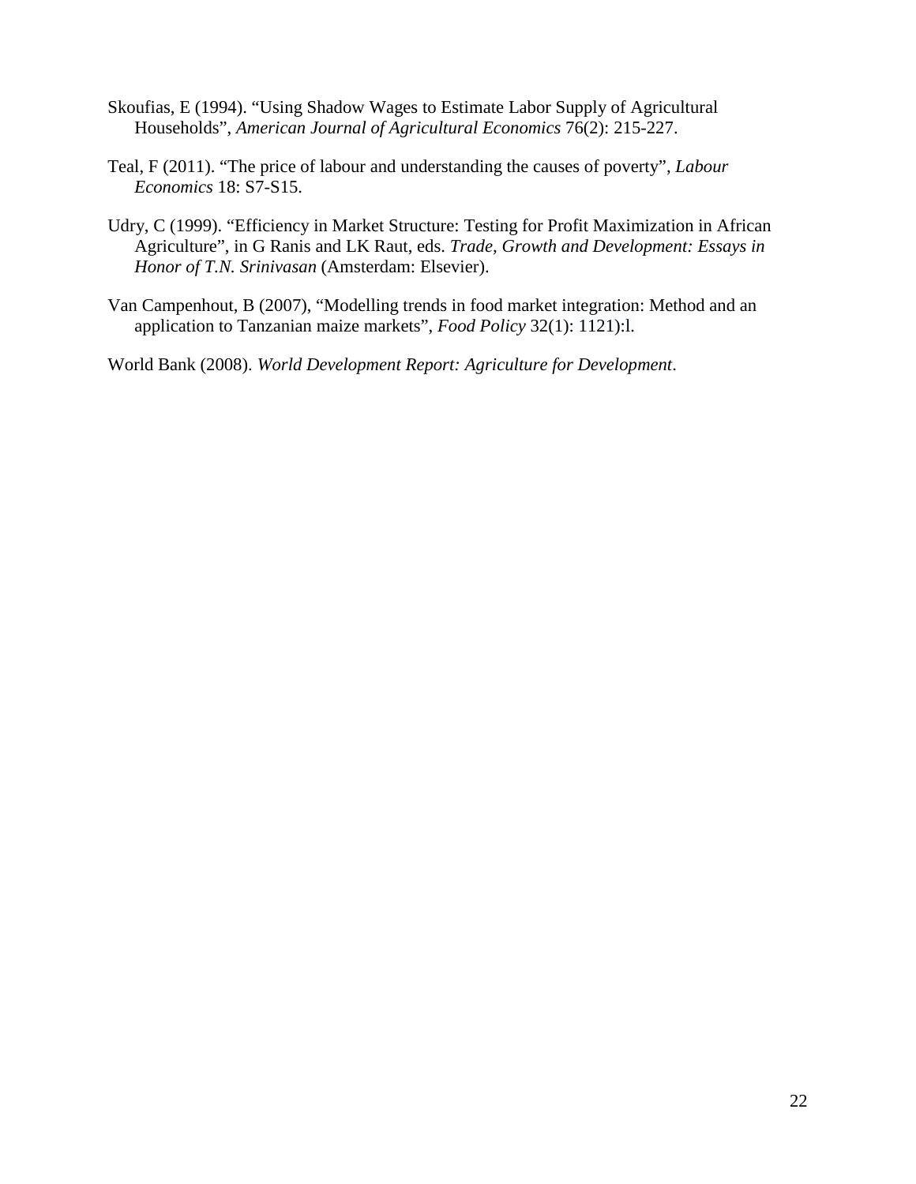Skoufias, E (1994). “Using Shadow Wages to Estimate Labor Supply of Agricultural Households”, *American Journal of Agricultural Economics* 76(2): 215-227.

Teal, F (2011). “The price of labour and understanding the causes of poverty”, *Labour Economics* 18: S7-S15.

Udry, C (1999). “Efficiency in Market Structure: Testing for Profit Maximization in African Agriculture”, in G Ranis and LK Raut, eds. *Trade, Growth and Development: Essays in Honor of T.N. Srinivasan* (Amsterdam: Elsevier).

Van Campenhout, B (2007), “Modelling trends in food market integration: Method and an application to Tanzanian maize markets”, *Food Policy* 32(1): 1121):l.

World Bank (2008). *World Development Report: Agriculture for Development*.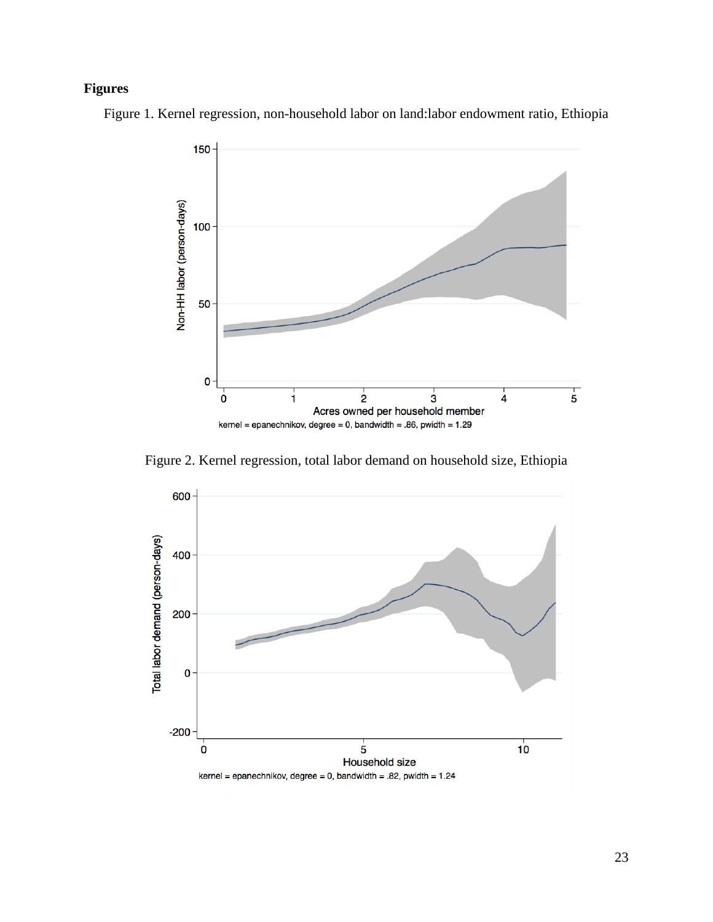**Figures**

Figure 1. Kernel regression, non-household labor on land:labor endowment ratio, Ethiopia

Figure 2. Kernel regression, total labor demand on household size, Ethiopia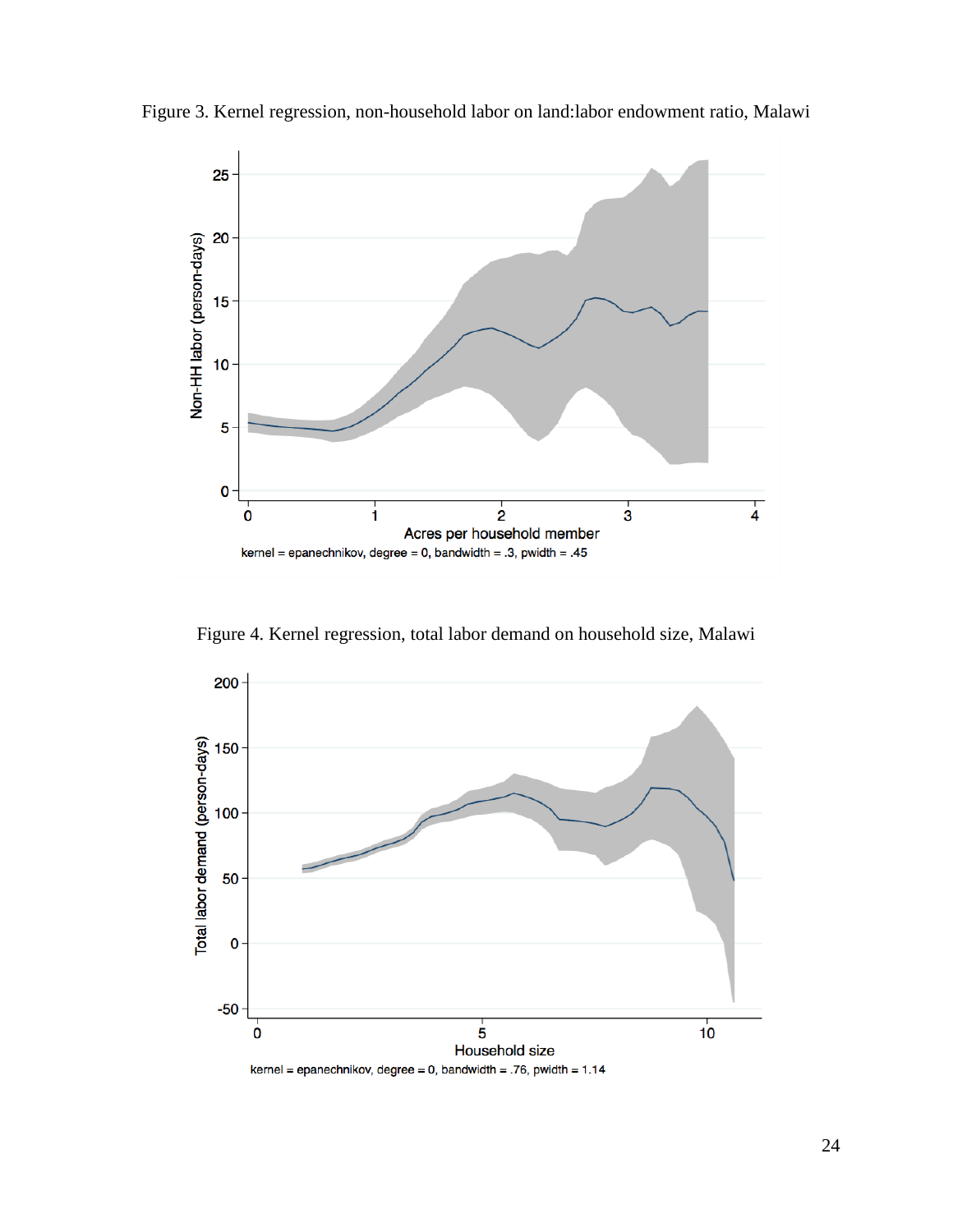Figure 3. Kernel regression, non-household labor on land:labor endowment ratio, Malawi

kernel = epanechnikov, degree = 0, bandwidth = .3, pwidth = .45

Figure 4. Kernel regression, total labor demand on household size, Malawi

kernel = epanechnikov, degree = 0, bandwidth = .76, pwidth = 1.14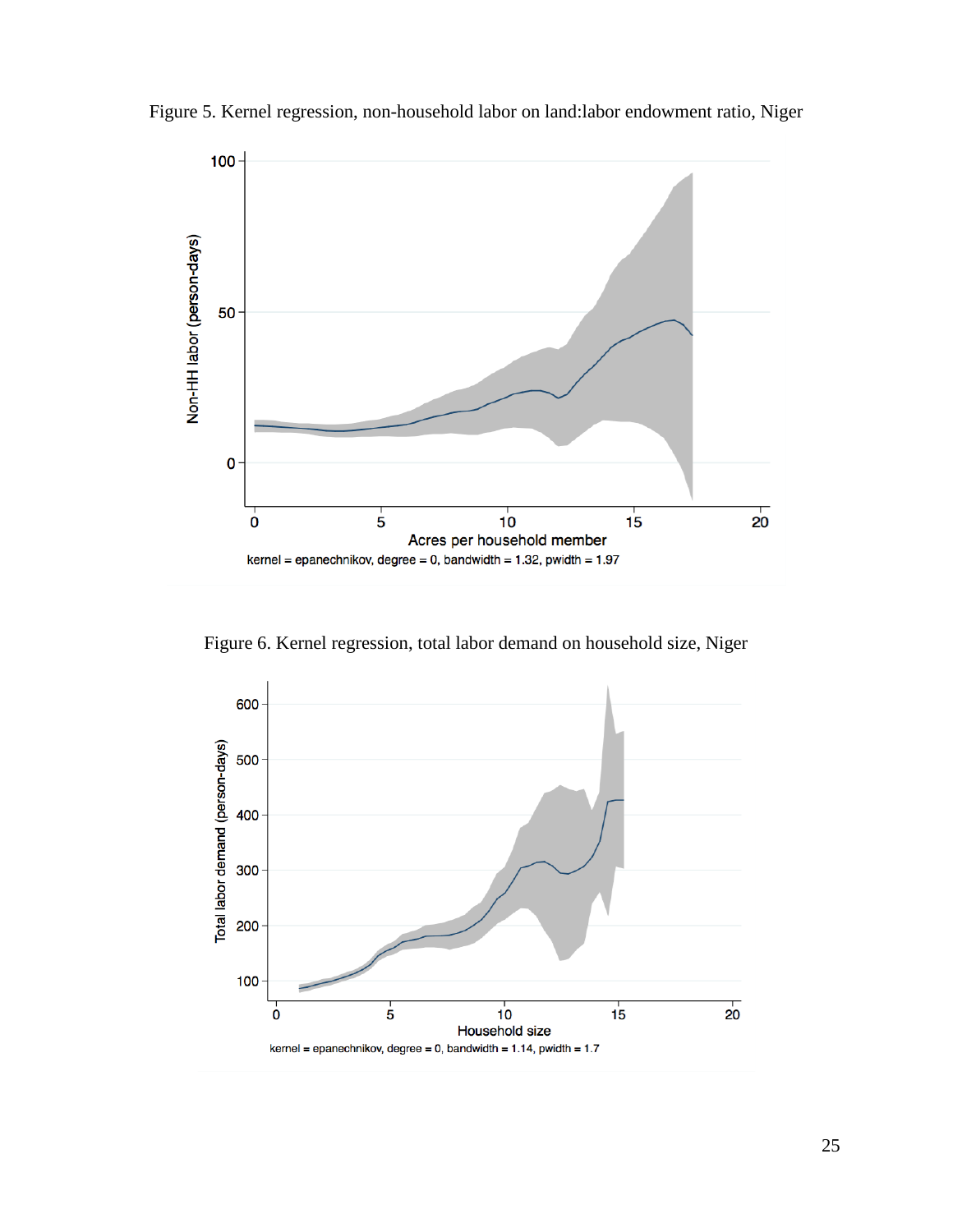Figure 5. Kernel regression, non-household labor on land:labor endowment ratio, Niger

Figure 6. Kernel regression, total labor demand on household size, Niger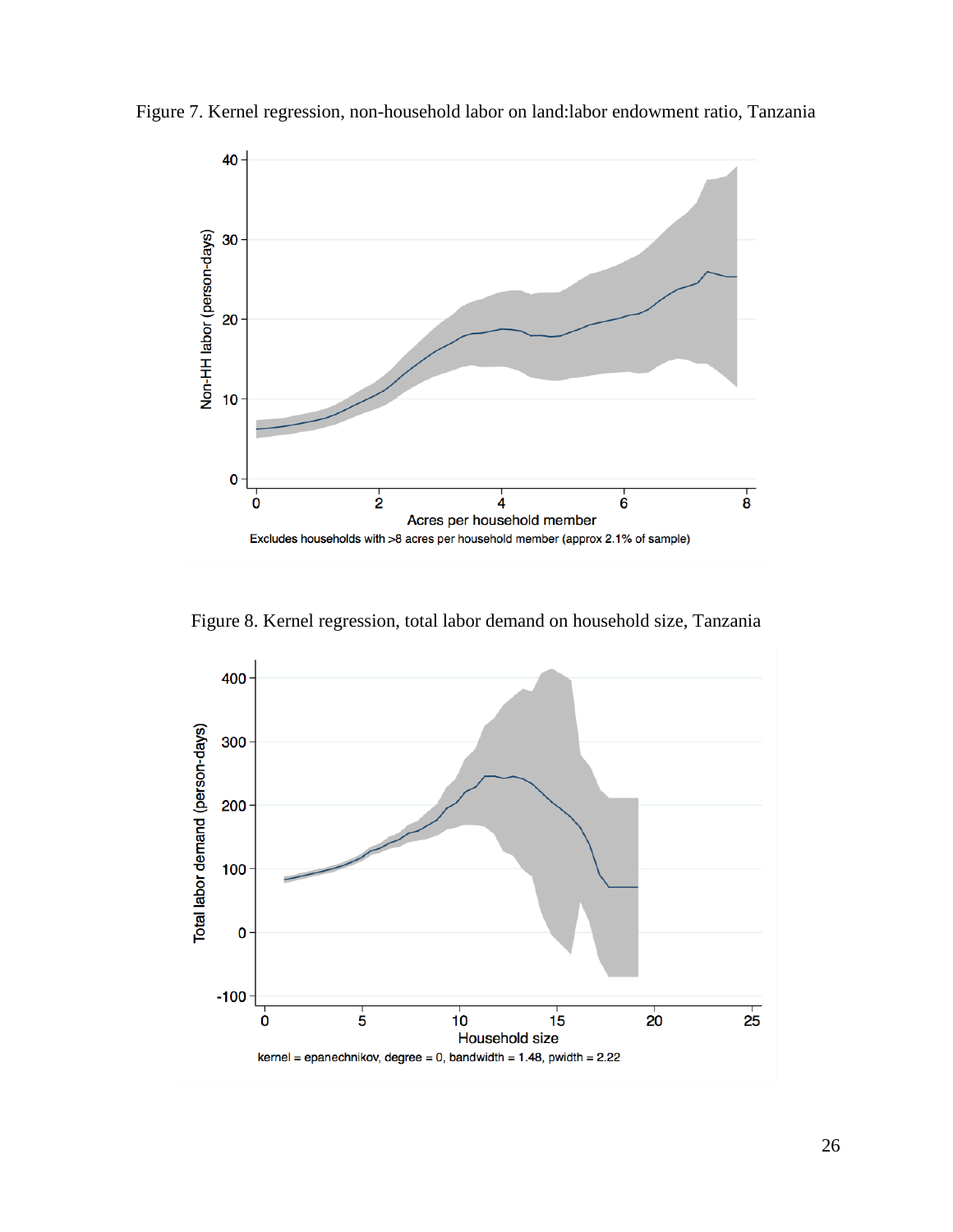Figure 7. Kernel regression, non-household labor on land:labor endowment ratio, Tanzania

Excludes households with >8 acres per household member (approx 2.1% of sample)

Figure 8. Kernel regression, total labor demand on household size, Tanzania

kernel = epanechnikov, degree = 0, bandwidth = 1.48, pwidth = 2.22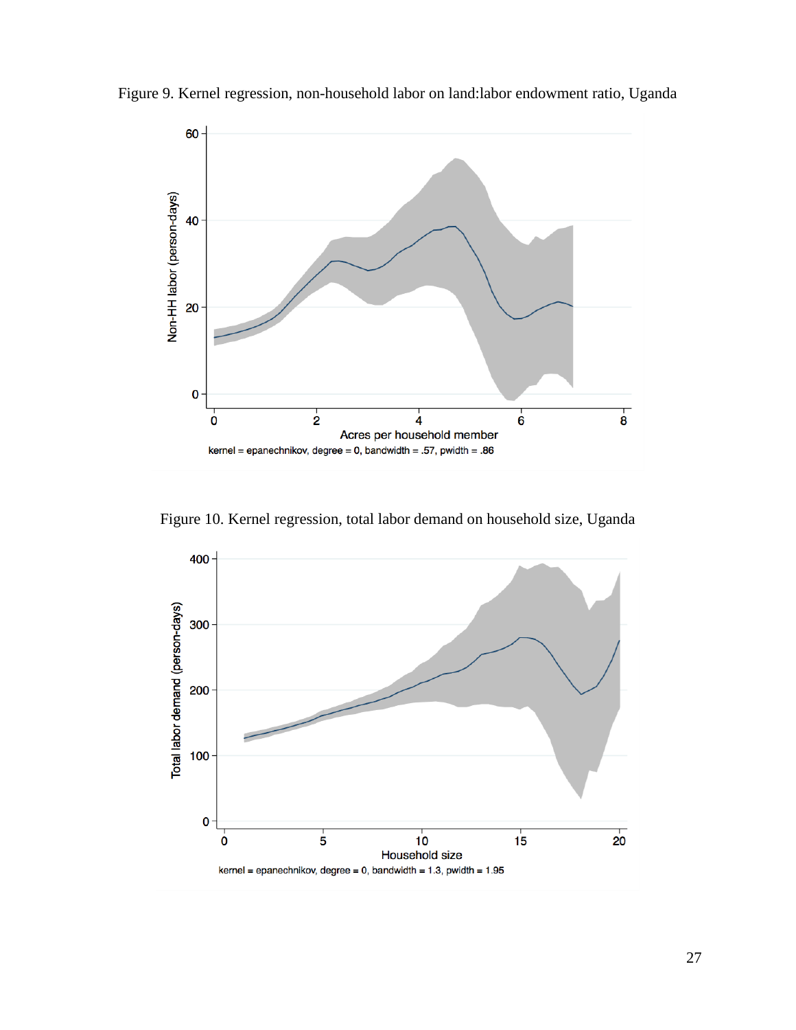Figure 9. Kernel regression, non-household labor on land:labor endowment ratio, Uganda

Figure 10. Kernel regression, total labor demand on household size, Uganda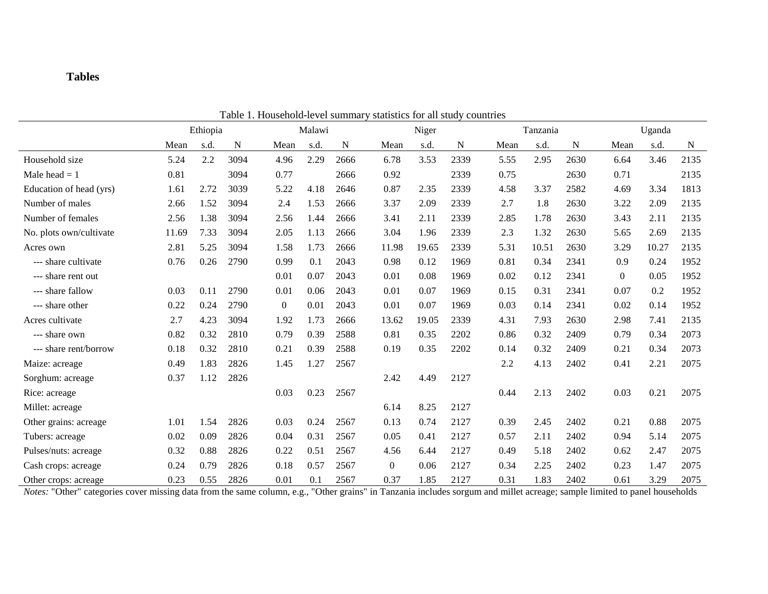**Tables**

Table 1. Household-level summary statistics for all study countries

| | Ethiopia | | | Malawi | | | Niger | | | Tanzania | | | Uganda | | |
|---|---|---|---|---|---|---|---|---|---|---|---|---|---|---|---|
| | Mean | s.d. | N | Mean | s.d. | N | Mean | s.d. | N | Mean | s.d. | N | Mean | s.d. | N |
| Household size | 5.24 | 2.2 | 3094 | 4.96 | 2.29 | 2666 | 6.78 | 3.53 | 2339 | 5.55 | 2.95 | 2630 | 6.64 | 3.46 | 2135 |
| Male head = 1 | 0.81 | | 3094 | 0.77 | | 2666 | 0.92 | | 2339 | 0.75 | | 2630 | 0.71 | | 2135 |
| Education of head (yrs) | 1.61 | 2.72 | 3039 | 5.22 | 4.18 | 2646 | 0.87 | 2.35 | 2339 | 4.58 | 3.37 | 2582 | 4.69 | 3.34 | 1813 |
| Number of males | 2.66 | 1.52 | 3094 | 2.4 | 1.53 | 2666 | 3.37 | 2.09 | 2339 | 2.7 | 1.8 | 2630 | 3.22 | 2.09 | 2135 |
| Number of females | 2.56 | 1.38 | 3094 | 2.56 | 1.44 | 2666 | 3.41 | 2.11 | 2339 | 2.85 | 1.78 | 2630 | 3.43 | 2.11 | 2135 |
| No. plots own/cultivate | 11.69 | 7.33 | 3094 | 2.05 | 1.13 | 2666 | 3.04 | 1.96 | 2339 | 2.3 | 1.32 | 2630 | 5.65 | 2.69 | 2135 |
| Acres own | 2.81 | 5.25 | 3094 | 1.58 | 1.73 | 2666 | 11.98 | 19.65 | 2339 | 5.31 | 10.51 | 2630 | 3.29 | 10.27 | 2135 |
| --- share cultivate | 0.76 | 0.26 | 2790 | 0.99 | 0.1 | 2043 | 0.98 | 0.12 | 1969 | 0.81 | 0.34 | 2341 | 0.9 | 0.24 | 1952 |
| --- share rent out | | | | 0.01 | 0.07 | 2043 | 0.01 | 0.08 | 1969 | 0.02 | 0.12 | 2341 | 0 | 0.05 | 1952 |
| --- share fallow | 0.03 | 0.11 | 2790 | 0.01 | 0.06 | 2043 | 0.01 | 0.07 | 1969 | 0.15 | 0.31 | 2341 | 0.07 | 0.2 | 1952 |
| --- share other | 0.22 | 0.24 | 2790 | 0 | 0.01 | 2043 | 0.01 | 0.07 | 1969 | 0.03 | 0.14 | 2341 | 0.02 | 0.14 | 1952 |
| Acres cultivate | 2.7 | 4.23 | 3094 | 1.92 | 1.73 | 2666 | 13.62 | 19.05 | 2339 | 4.31 | 7.93 | 2630 | 2.98 | 7.41 | 2135 |
| --- share own | 0.82 | 0.32 | 2810 | 0.79 | 0.39 | 2588 | 0.81 | 0.35 | 2202 | 0.86 | 0.32 | 2409 | 0.79 | 0.34 | 2073 |
| --- share rent/borrow | 0.18 | 0.32 | 2810 | 0.21 | 0.39 | 2588 | 0.19 | 0.35 | 2202 | 0.14 | 0.32 | 2409 | 0.21 | 0.34 | 2073 |
| Maize: acreage | 0.49 | 1.83 | 2826 | 1.45 | 1.27 | 2567 | | | | 2.2 | 4.13 | 2402 | 0.41 | 2.21 | 2075 |
| Sorghum: acreage | 0.37 | 1.12 | 2826 | | | | 2.42 | 4.49 | 2127 | | | | | | |
| Rice: acreage | | | | 0.03 | 0.23 | 2567 | | | | 0.44 | 2.13 | 2402 | 0.03 | 0.21 | 2075 |
| Millet: acreage | | | | | | | 6.14 | 8.25 | 2127 | | | | | | |
| Other grains: acreage | 1.01 | 1.54 | 2826 | 0.03 | 0.24 | 2567 | 0.13 | 0.74 | 2127 | 0.39 | 2.45 | 2402 | 0.21 | 0.88 | 2075 |
| Tubers: acreage | 0.02 | 0.09 | 2826 | 0.04 | 0.31 | 2567 | 0.05 | 0.41 | 2127 | 0.57 | 2.11 | 2402 | 0.94 | 5.14 | 2075 |
| Pulses/nuts: acreage | 0.32 | 0.88 | 2826 | 0.22 | 0.51 | 2567 | 4.56 | 6.44 | 2127 | 0.49 | 5.18 | 2402 | 0.62 | 2.47 | 2075 |
| Cash crops: acreage | 0.24 | 0.79 | 2826 | 0.18 | 0.57 | 2567 | 0 | 0.06 | 2127 | 0.34 | 2.25 | 2402 | 0.23 | 1.47 | 2075 |
| Other crops: acreage | 0.23 | 0.55 | 2826 | 0.01 | 0.1 | 2567 | 0.37 | 1.85 | 2127 | 0.31 | 1.83 | 2402 | 0.61 | 3.29 | 2075 |

*Notes:* "Other" categories cover missing data from the same column, e.g., "Other grains" in Tanzania includes sorgum and millet acreage; sample limited to panel households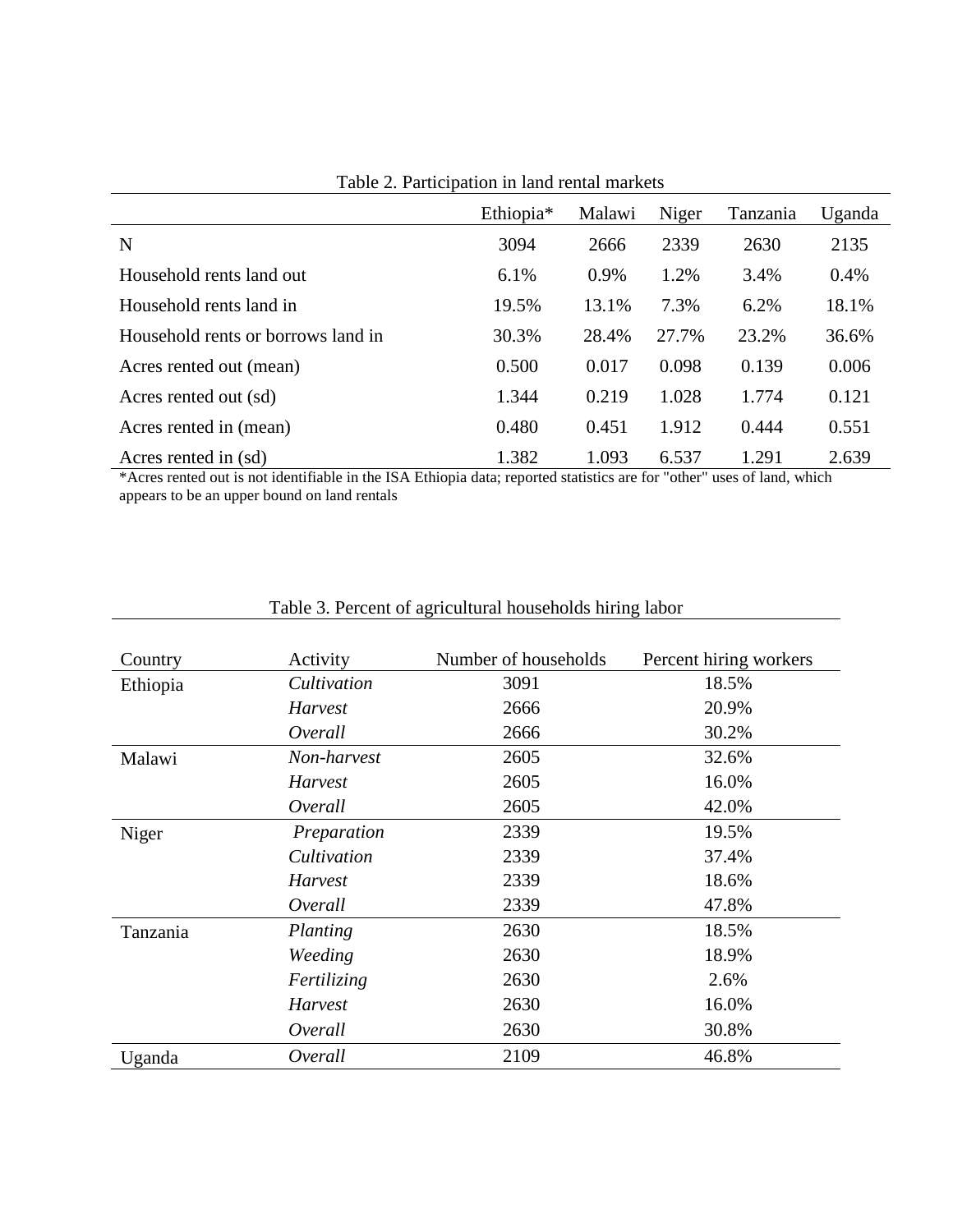Table 2. Participation in land rental markets

| | Ethiopia* | Malawi | Niger | Tanzania | Uganda |
|---|---|---|---|---|---|
| N | 3094 | 2666 | 2339 | 2630 | 2135 |
| Household rents land out | 6.1% | 0.9% | 1.2% | 3.4% | 0.4% |
| Household rents land in | 19.5% | 13.1% | 7.3% | 6.2% | 18.1% |
| Household rents or borrows land in | 30.3% | 28.4% | 27.7% | 23.2% | 36.6% |
| Acres rented out (mean) | 0.500 | 0.017 | 0.098 | 0.139 | 0.006 |
| Acres rented out (sd) | 1.344 | 0.219 | 1.028 | 1.774 | 0.121 |
| Acres rented in (mean) | 0.480 | 0.451 | 1.912 | 0.444 | 0.551 |
| Acres rented in (sd) | 1.382 | 1.093 | 6.537 | 1.291 | 2.639 |

*Acres rented out is not identifiable in the ISA Ethiopia data; reported statistics are for "other" uses of land, which appears to be an upper bound on land rentals

Table 3. Percent of agricultural households hiring labor

| Country | Activity | Number of households | Percent hiring workers |
|---|---|---|---|
| Ethiopia | *Cultivation* | 3091 | 18.5% |
| | *Harvest* | 2666 | 20.9% |
| | *Overall* | 2666 | 30.2% |
| Malawi | *Non-harvest* | 2605 | 32.6% |
| | *Harvest* | 2605 | 16.0% |
| | *Overall* | 2605 | 42.0% |
| Niger | *Preparation* | 2339 | 19.5% |
| | *Cultivation* | 2339 | 37.4% |
| | *Harvest* | 2339 | 18.6% |
| | *Overall* | 2339 | 47.8% |
| Tanzania | *Planting* | 2630 | 18.5% |
| | *Weeding* | 2630 | 18.9% |
| | *Fertilizing* | 2630 | 2.6% |
| | *Harvest* | 2630 | 16.0% |
| | *Overall* | 2630 | 30.8% |
| Uganda | *Overall* | 2109 | 46.8% |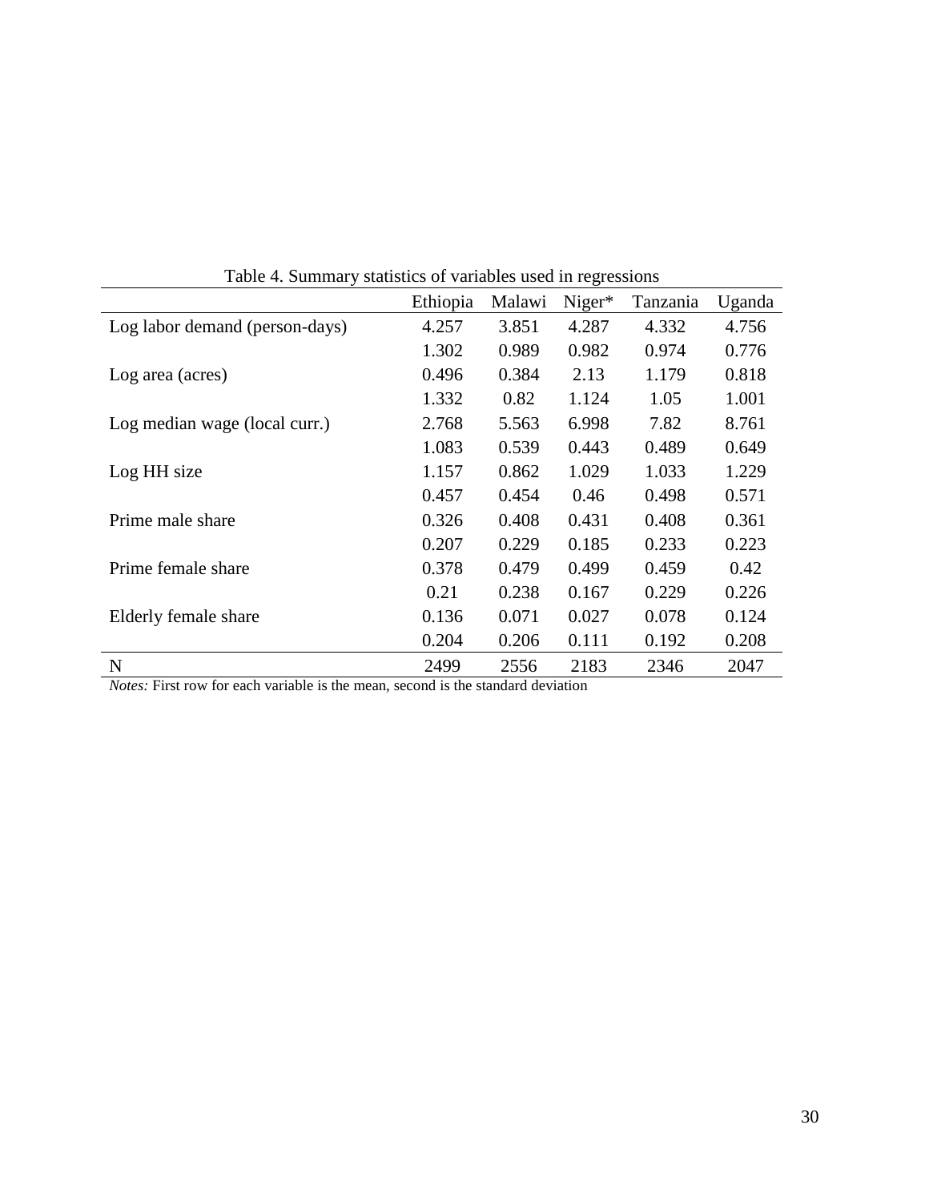Table 4. Summary statistics of variables used in regressions

| | Ethiopia | Malawi | Niger* | Tanzania | Uganda |
|---|---|---|---|---|---|
| Log labor demand (person-days) | 4.257 | 3.851 | 4.287 | 4.332 | 4.756 |
| | 1.302 | 0.989 | 0.982 | 0.974 | 0.776 |
| Log area (acres) | 0.496 | 0.384 | 2.13 | 1.179 | 0.818 |
| | 1.332 | 0.82 | 1.124 | 1.05 | 1.001 |
| Log median wage (local curr.) | 2.768 | 5.563 | 6.998 | 7.82 | 8.761 |
| | 1.083 | 0.539 | 0.443 | 0.489 | 0.649 |
| Log HH size | 1.157 | 0.862 | 1.029 | 1.033 | 1.229 |
| | 0.457 | 0.454 | 0.46 | 0.498 | 0.571 |
| Prime male share | 0.326 | 0.408 | 0.431 | 0.408 | 0.361 |
| | 0.207 | 0.229 | 0.185 | 0.233 | 0.223 |
| Prime female share | 0.378 | 0.479 | 0.499 | 0.459 | 0.42 |
| | 0.21 | 0.238 | 0.167 | 0.229 | 0.226 |
| Elderly female share | 0.136 | 0.071 | 0.027 | 0.078 | 0.124 |
| | 0.204 | 0.206 | 0.111 | 0.192 | 0.208 |
| N | 2499 | 2556 | 2183 | 2346 | 2047 |

*Notes:* First row for each variable is the mean, second is the standard deviation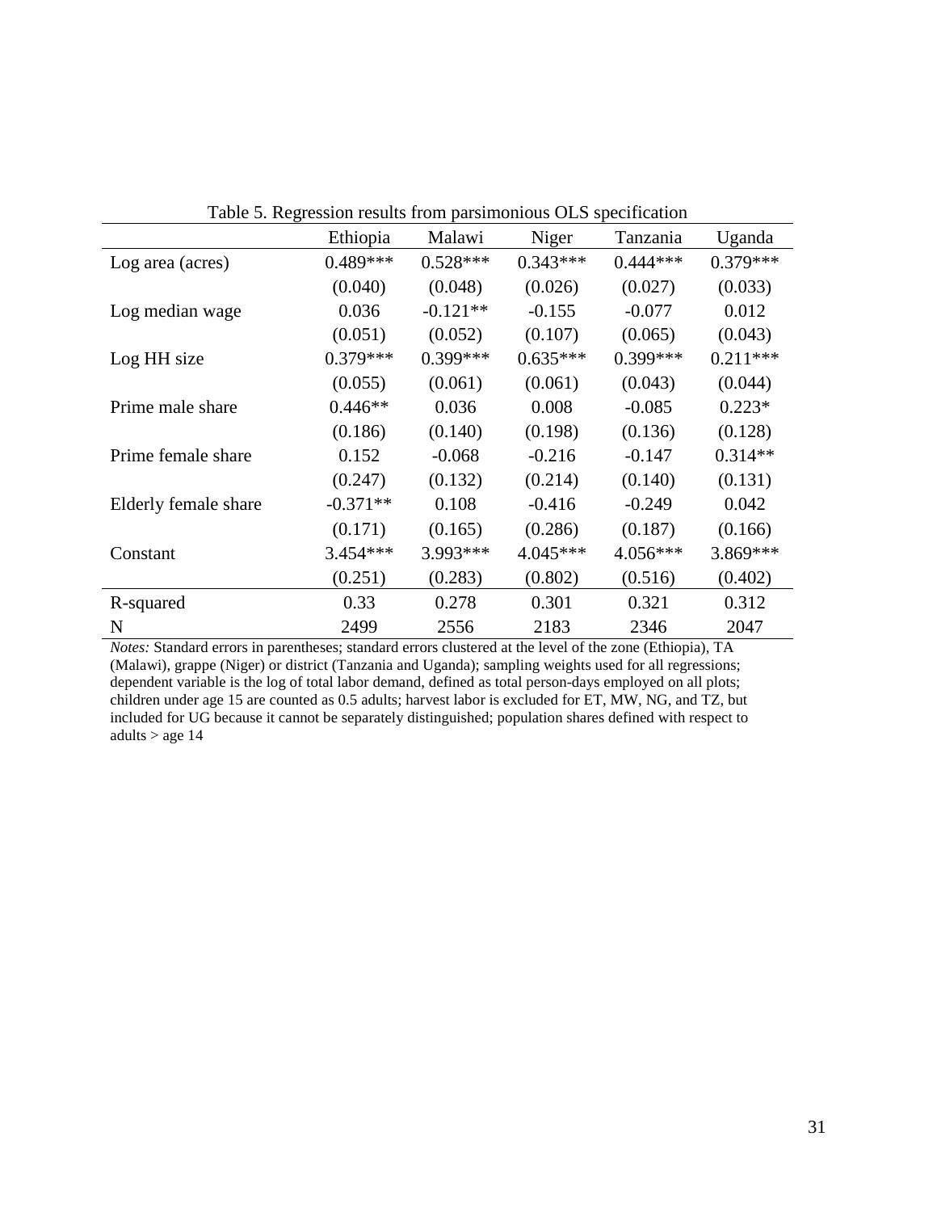Table 5. Regression results from parsimonious OLS specification

| | Ethiopia | Malawi | Niger | Tanzania | Uganda |
|---|---|---|---|---|---|
| Log area (acres) | 0.489*** | 0.528*** | 0.343*** | 0.444*** | 0.379*** |
| | (0.040) | (0.048) | (0.026) | (0.027) | (0.033) |
| Log median wage | 0.036 | -0.121** | -0.155 | -0.077 | 0.012 |
| | (0.051) | (0.052) | (0.107) | (0.065) | (0.043) |
| Log HH size | 0.379*** | 0.399*** | 0.635*** | 0.399*** | 0.211*** |
| | (0.055) | (0.061) | (0.061) | (0.043) | (0.044) |
| Prime male share | 0.446** | 0.036 | 0.008 | -0.085 | 0.223* |
| | (0.186) | (0.140) | (0.198) | (0.136) | (0.128) |
| Prime female share | 0.152 | -0.068 | -0.216 | -0.147 | 0.314** |
| | (0.247) | (0.132) | (0.214) | (0.140) | (0.131) |
| Elderly female share | -0.371** | 0.108 | -0.416 | -0.249 | 0.042 |
| | (0.171) | (0.165) | (0.286) | (0.187) | (0.166) |
| Constant | 3.454*** | 3.993*** | 4.045*** | 4.056*** | 3.869*** |
| | (0.251) | (0.283) | (0.802) | (0.516) | (0.402) |
| R-squared | 0.33 | 0.278 | 0.301 | 0.321 | 0.312 |
| N | 2499 | 2556 | 2183 | 2346 | 2047 |

*Notes:* Standard errors in parentheses; standard errors clustered at the level of the zone (Ethiopia), TA (Malawi), grappe (Niger) or district (Tanzania and Uganda); sampling weights used for all regressions; dependent variable is the log of total labor demand, defined as total person-days employed on all plots; children under age 15 are counted as 0.5 adults; harvest labor is excluded for ET, MW, NG, and TZ, but included for UG because it cannot be separately distinguished; population shares defined with respect to adults > age 14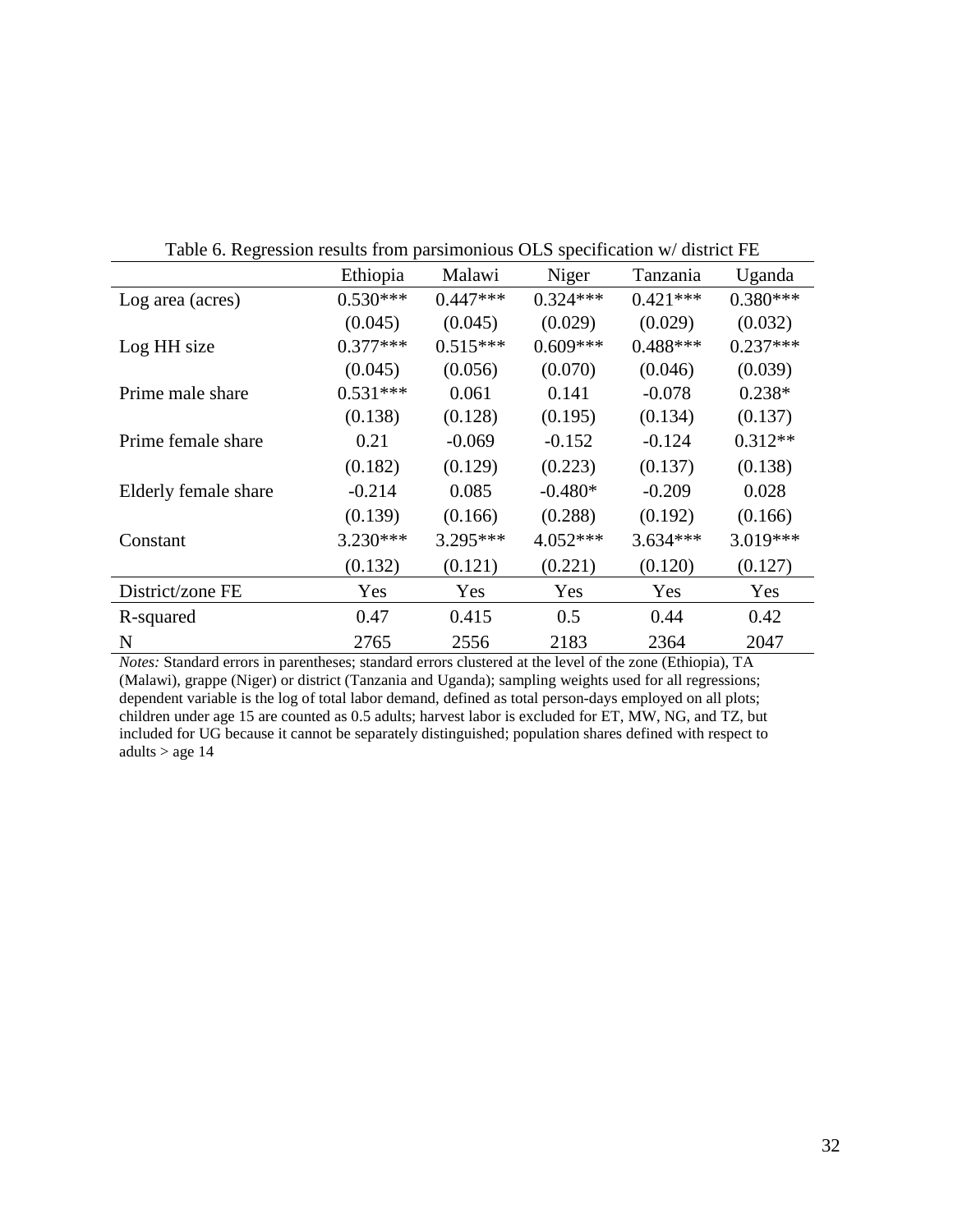Table 6. Regression results from parsimonious OLS specification w/ district FE

| | Ethiopia | Malawi | Niger | Tanzania | Uganda |
|---|---|---|---|---|---|
| Log area (acres) | 0.530*** | 0.447*** | 0.324*** | 0.421*** | 0.380*** |
| | (0.045) | (0.045) | (0.029) | (0.029) | (0.032) |
| Log HH size | 0.377*** | 0.515*** | 0.609*** | 0.488*** | 0.237*** |
| | (0.045) | (0.056) | (0.070) | (0.046) | (0.039) |
| Prime male share | 0.531*** | 0.061 | 0.141 | -0.078 | 0.238* |
| | (0.138) | (0.128) | (0.195) | (0.134) | (0.137) |
| Prime female share | 0.21 | -0.069 | -0.152 | -0.124 | 0.312** |
| | (0.182) | (0.129) | (0.223) | (0.137) | (0.138) |
| Elderly female share | -0.214 | 0.085 | -0.480* | -0.209 | 0.028 |
| | (0.139) | (0.166) | (0.288) | (0.192) | (0.166) |
| Constant | 3.230*** | 3.295*** | 4.052*** | 3.634*** | 3.019*** |
| | (0.132) | (0.121) | (0.221) | (0.120) | (0.127) |
| District/zone FE | Yes | Yes | Yes | Yes | Yes |
| R-squared | 0.47 | 0.415 | 0.5 | 0.44 | 0.42 |
| N | 2765 | 2556 | 2183 | 2364 | 2047 |

*Notes:* Standard errors in parentheses; standard errors clustered at the level of the zone (Ethiopia), TA (Malawi), grappe (Niger) or district (Tanzania and Uganda); sampling weights used for all regressions; dependent variable is the log of total labor demand, defined as total person-days employed on all plots; children under age 15 are counted as 0.5 adults; harvest labor is excluded for ET, MW, NG, and TZ, but included for UG because it cannot be separately distinguished; population shares defined with respect to adults > age 14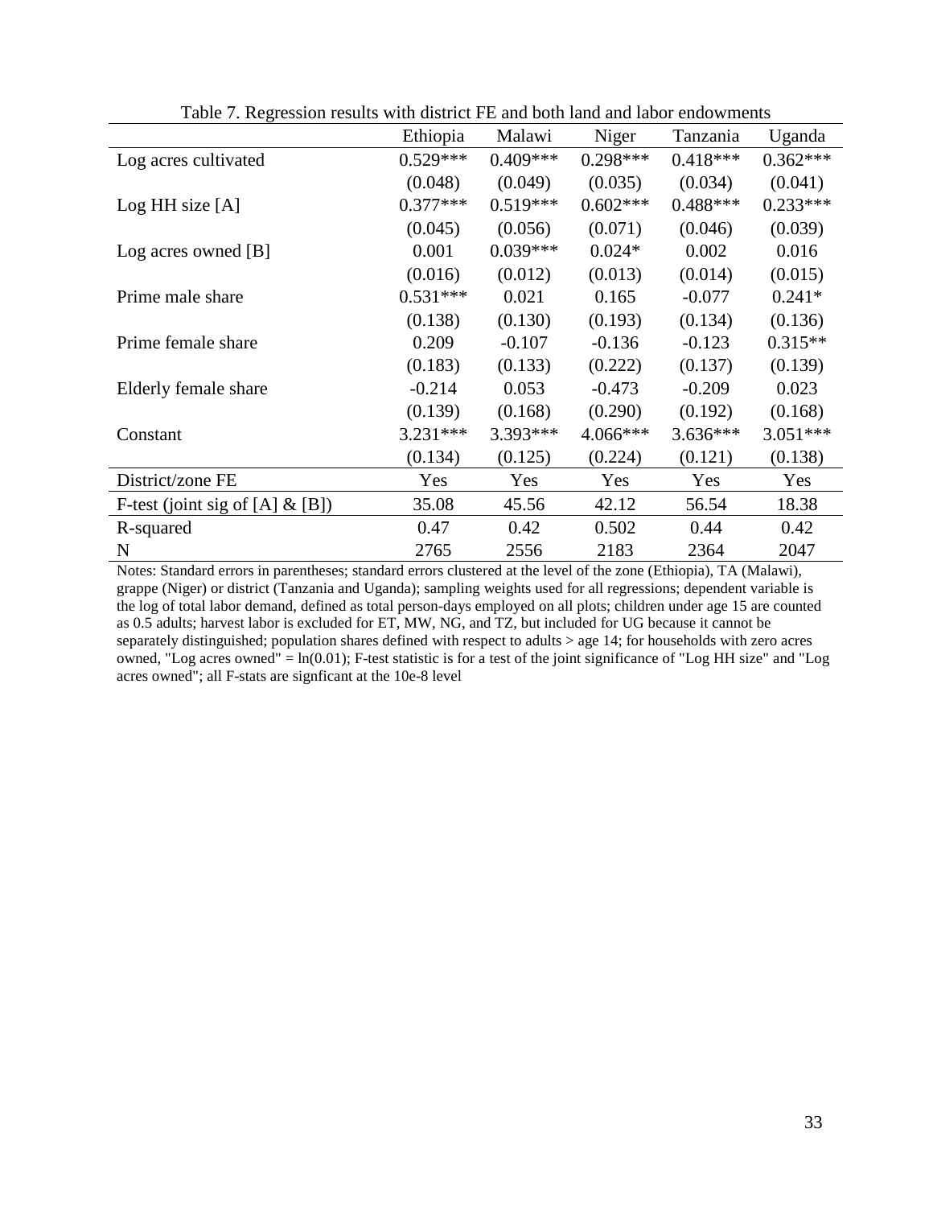Table 7. Regression results with district FE and both land and labor endowments

| | Ethiopia | Malawi | Niger | Tanzania | Uganda |
|---|---|---|---|---|---|
| Log acres cultivated | 0.529*** | 0.409*** | 0.298*** | 0.418*** | 0.362*** |
| | (0.048) | (0.049) | (0.035) | (0.034) | (0.041) |
| Log HH size [A] | 0.377*** | 0.519*** | 0.602*** | 0.488*** | 0.233*** |
| | (0.045) | (0.056) | (0.071) | (0.046) | (0.039) |
| Log acres owned [B] | 0.001 | 0.039*** | 0.024* | 0.002 | 0.016 |
| | (0.016) | (0.012) | (0.013) | (0.014) | (0.015) |
| Prime male share | 0.531*** | 0.021 | 0.165 | -0.077 | 0.241* |
| | (0.138) | (0.130) | (0.193) | (0.134) | (0.136) |
| Prime female share | 0.209 | -0.107 | -0.136 | -0.123 | 0.315** |
| | (0.183) | (0.133) | (0.222) | (0.137) | (0.139) |
| Elderly female share | -0.214 | 0.053 | -0.473 | -0.209 | 0.023 |
| | (0.139) | (0.168) | (0.290) | (0.192) | (0.168) |
| Constant | 3.231*** | 3.393*** | 4.066*** | 3.636*** | 3.051*** |
| | (0.134) | (0.125) | (0.224) | (0.121) | (0.138) |
| District/zone FE | Yes | Yes | Yes | Yes | Yes |
| F-test (joint sig of [A] & [B]) | 35.08 | 45.56 | 42.12 | 56.54 | 18.38 |
| R-squared | 0.47 | 0.42 | 0.502 | 0.44 | 0.42 |
| N | 2765 | 2556 | 2183 | 2364 | 2047 |

Notes: Standard errors in parentheses; standard errors clustered at the level of the zone (Ethiopia), TA (Malawi), grappe (Niger) or district (Tanzania and Uganda); sampling weights used for all regressions; dependent variable is the log of total labor demand, defined as total person-days employed on all plots; children under age 15 are counted as 0.5 adults; harvest labor is excluded for ET, MW, NG, and TZ, but included for UG because it cannot be separately distinguished; population shares defined with respect to adults > age 14; for households with zero acres owned, "Log acres owned" = ln(0.01); F-test statistic is for a test of the joint significance of "Log HH size" and "Log acres owned"; all F-stats are signficant at the 10e-8 level